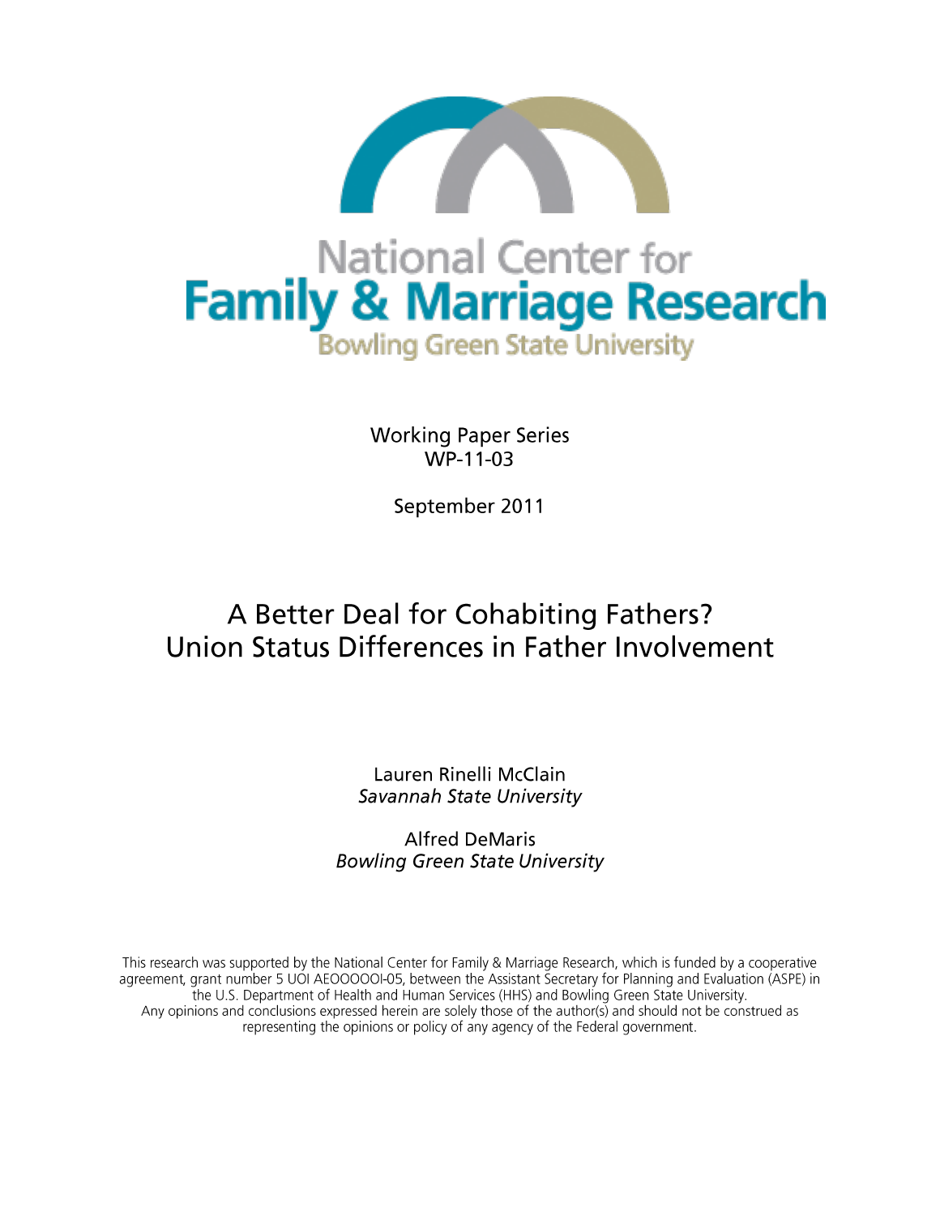National Center for

# Family & Marriage Research

Bowling Green State University

Working Paper Series
WP-11-03

September 2011

## A Better Deal for Cohabiting Fathers? Union Status Differences in Father Involvement

Lauren Rinelli McClain
*Savannah State University*

Alfred DeMaris
*Bowling Green State University*

This research was supported by the National Center for Family & Marriage Research, which is funded by a cooperative agreement, grant number 5 UOI AEOOOOOI-05, between the Assistant Secretary for Planning and Evaluation (ASPE) in the U.S. Department of Health and Human Services (HHS) and Bowling Green State University. Any opinions and conclusions expressed herein are solely those of the author(s) and should not be construed as representing the opinions or policy of any agency of the Federal government.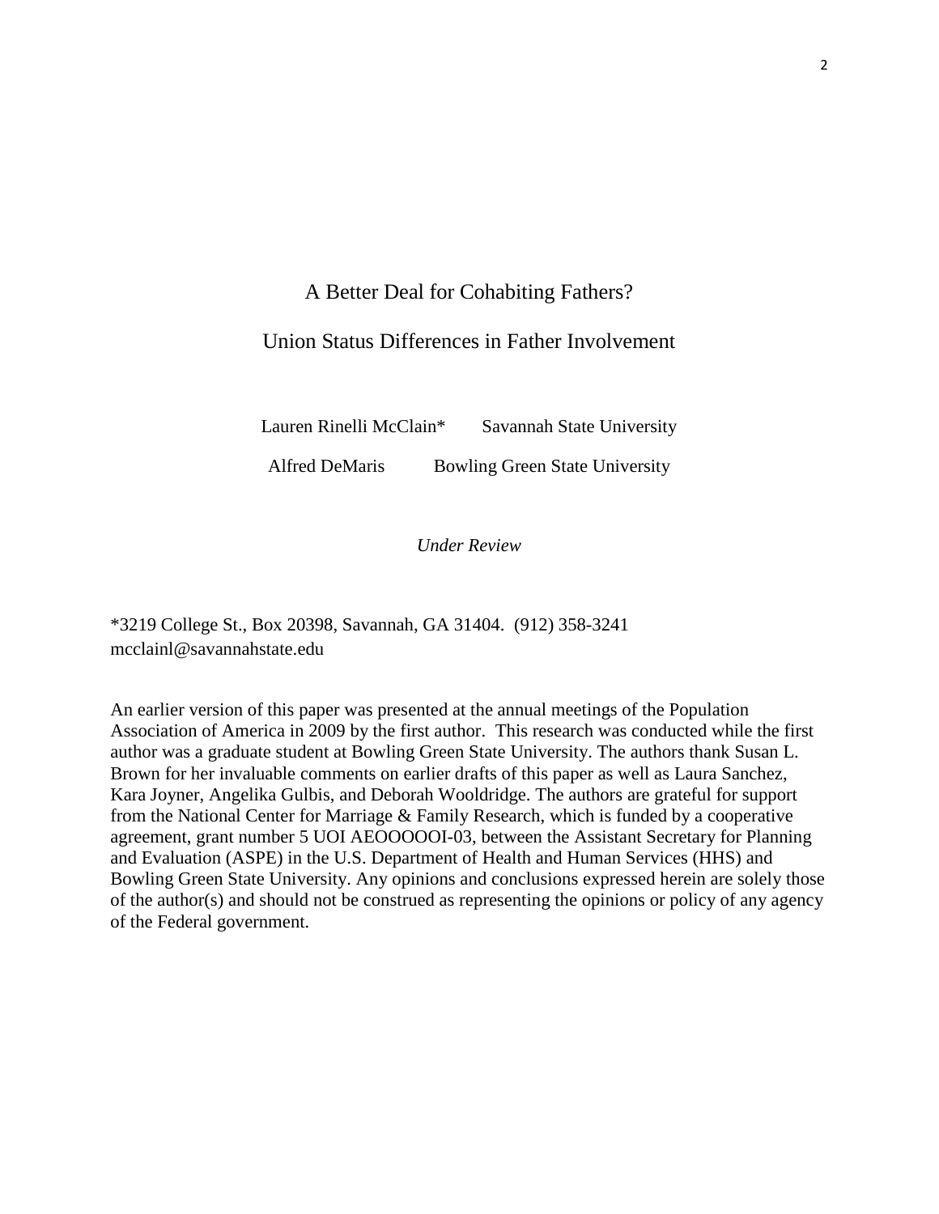# A Better Deal for Cohabiting Fathers?

## Union Status Differences in Father Involvement

Lauren Rinelli McClain* Savannah State University

Alfred DeMaris Bowling Green State University

*Under Review*

*3219 College St., Box 20398, Savannah, GA 31404. (912) 358-3241
mcclainl@savannahstate.edu

An earlier version of this paper was presented at the annual meetings of the Population Association of America in 2009 by the first author. This research was conducted while the first author was a graduate student at Bowling Green State University. The authors thank Susan L. Brown for her invaluable comments on earlier drafts of this paper as well as Laura Sanchez, Kara Joyner, Angelika Gulbis, and Deborah Wooldridge. The authors are grateful for support from the National Center for Marriage & Family Research, which is funded by a cooperative agreement, grant number 5 UOI AEOOOOOI-03, between the Assistant Secretary for Planning and Evaluation (ASPE) in the U.S. Department of Health and Human Services (HHS) and Bowling Green State University. Any opinions and conclusions expressed herein are solely those of the author(s) and should not be construed as representing the opinions or policy of any agency of the Federal government.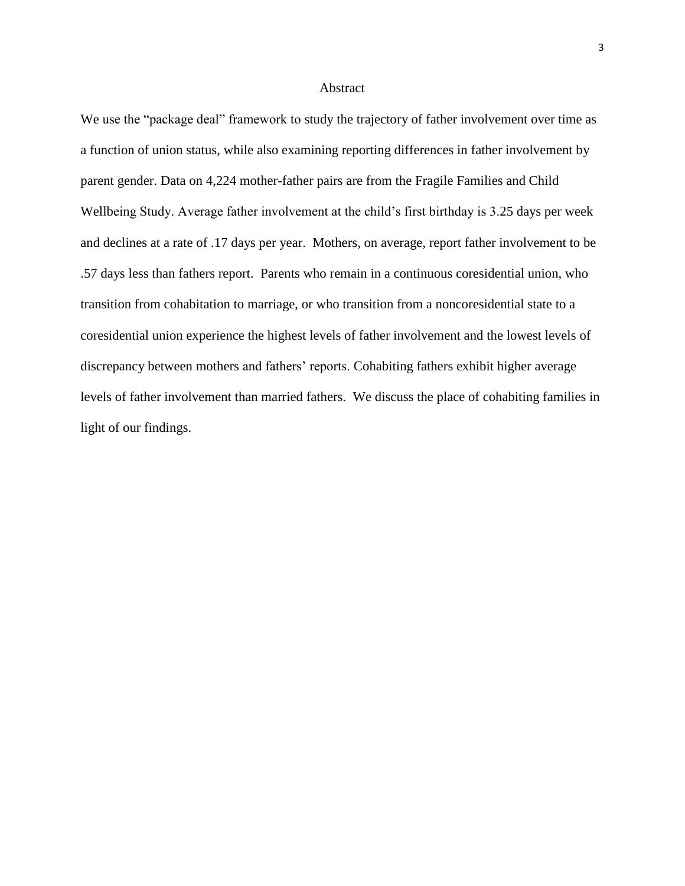# Abstract

We use the "package deal" framework to study the trajectory of father involvement over time as a function of union status, while also examining reporting differences in father involvement by parent gender. Data on 4,224 mother-father pairs are from the Fragile Families and Child Wellbeing Study. Average father involvement at the child's first birthday is 3.25 days per week and declines at a rate of .17 days per year. Mothers, on average, report father involvement to be .57 days less than fathers report. Parents who remain in a continuous coresidential union, who transition from cohabitation to marriage, or who transition from a noncoresidential state to a coresidential union experience the highest levels of father involvement and the lowest levels of discrepancy between mothers and fathers' reports. Cohabiting fathers exhibit higher average levels of father involvement than married fathers. We discuss the place of cohabiting families in light of our findings.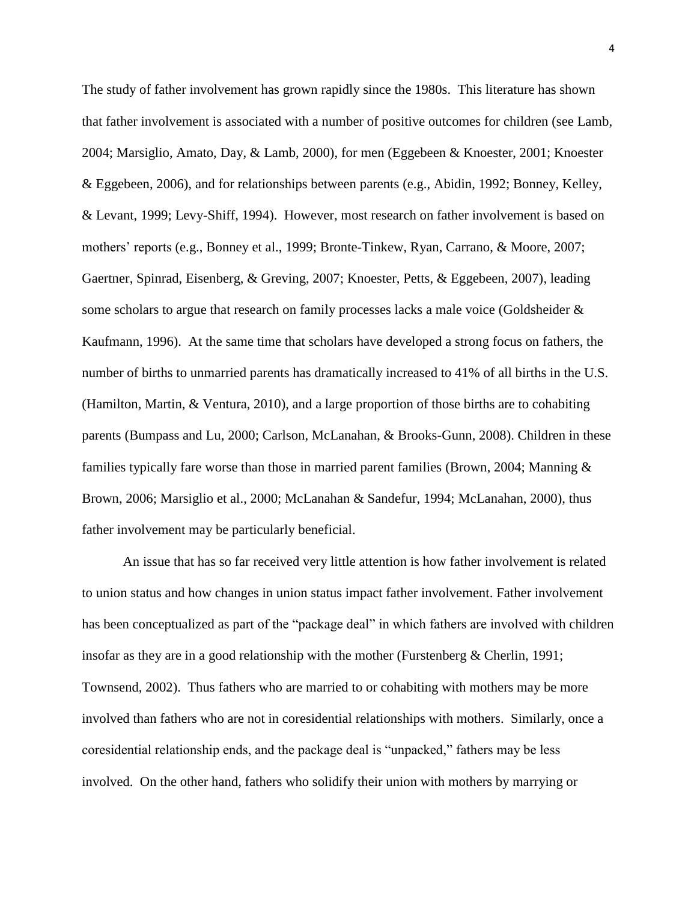The study of father involvement has grown rapidly since the 1980s. This literature has shown that father involvement is associated with a number of positive outcomes for children (see Lamb, 2004; Marsiglio, Amato, Day, & Lamb, 2000), for men (Eggebeen & Knoester, 2001; Knoester & Eggebeen, 2006), and for relationships between parents (e.g., Abidin, 1992; Bonney, Kelley, & Levant, 1999; Levy-Shiff, 1994). However, most research on father involvement is based on mothers' reports (e.g., Bonney et al., 1999; Bronte-Tinkew, Ryan, Carrano, & Moore, 2007; Gaertner, Spinrad, Eisenberg, & Greving, 2007; Knoester, Petts, & Eggebeen, 2007), leading some scholars to argue that research on family processes lacks a male voice (Goldsheider & Kaufmann, 1996). At the same time that scholars have developed a strong focus on fathers, the number of births to unmarried parents has dramatically increased to 41% of all births in the U.S. (Hamilton, Martin, & Ventura, 2010), and a large proportion of those births are to cohabiting parents (Bumpass and Lu, 2000; Carlson, McLanahan, & Brooks-Gunn, 2008). Children in these families typically fare worse than those in married parent families (Brown, 2004; Manning & Brown, 2006; Marsiglio et al., 2000; McLanahan & Sandefur, 1994; McLanahan, 2000), thus father involvement may be particularly beneficial.

An issue that has so far received very little attention is how father involvement is related to union status and how changes in union status impact father involvement. Father involvement has been conceptualized as part of the "package deal" in which fathers are involved with children insofar as they are in a good relationship with the mother (Furstenberg & Cherlin, 1991; Townsend, 2002). Thus fathers who are married to or cohabiting with mothers may be more involved than fathers who are not in coresidential relationships with mothers. Similarly, once a coresidential relationship ends, and the package deal is "unpacked," fathers may be less involved. On the other hand, fathers who solidify their union with mothers by marrying or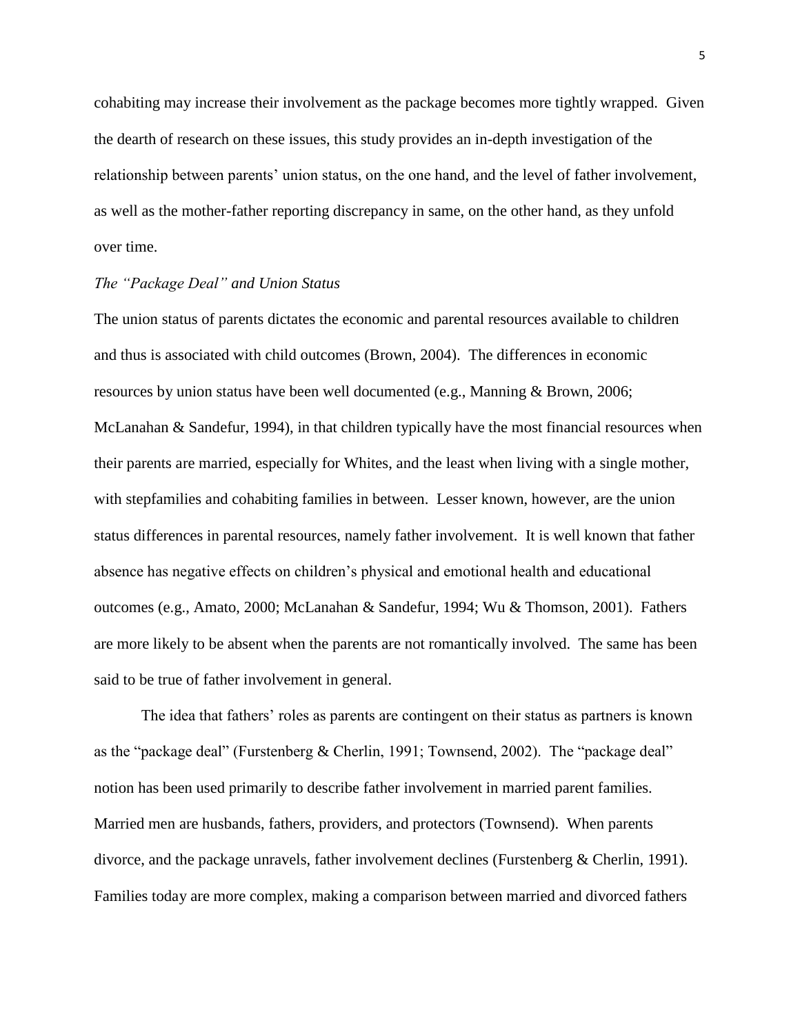cohabiting may increase their involvement as the package becomes more tightly wrapped. Given the dearth of research on these issues, this study provides an in-depth investigation of the relationship between parents' union status, on the one hand, and the level of father involvement, as well as the mother-father reporting discrepancy in same, on the other hand, as they unfold over time.

*The "Package Deal" and Union Status*

The union status of parents dictates the economic and parental resources available to children and thus is associated with child outcomes (Brown, 2004). The differences in economic resources by union status have been well documented (e.g., Manning & Brown, 2006; McLanahan & Sandefur, 1994), in that children typically have the most financial resources when their parents are married, especially for Whites, and the least when living with a single mother, with stepfamilies and cohabiting families in between. Lesser known, however, are the union status differences in parental resources, namely father involvement. It is well known that father absence has negative effects on children's physical and emotional health and educational outcomes (e.g., Amato, 2000; McLanahan & Sandefur, 1994; Wu & Thomson, 2001). Fathers are more likely to be absent when the parents are not romantically involved. The same has been said to be true of father involvement in general.

The idea that fathers' roles as parents are contingent on their status as partners is known as the "package deal" (Furstenberg & Cherlin, 1991; Townsend, 2002). The "package deal" notion has been used primarily to describe father involvement in married parent families. Married men are husbands, fathers, providers, and protectors (Townsend). When parents divorce, and the package unravels, father involvement declines (Furstenberg & Cherlin, 1991). Families today are more complex, making a comparison between married and divorced fathers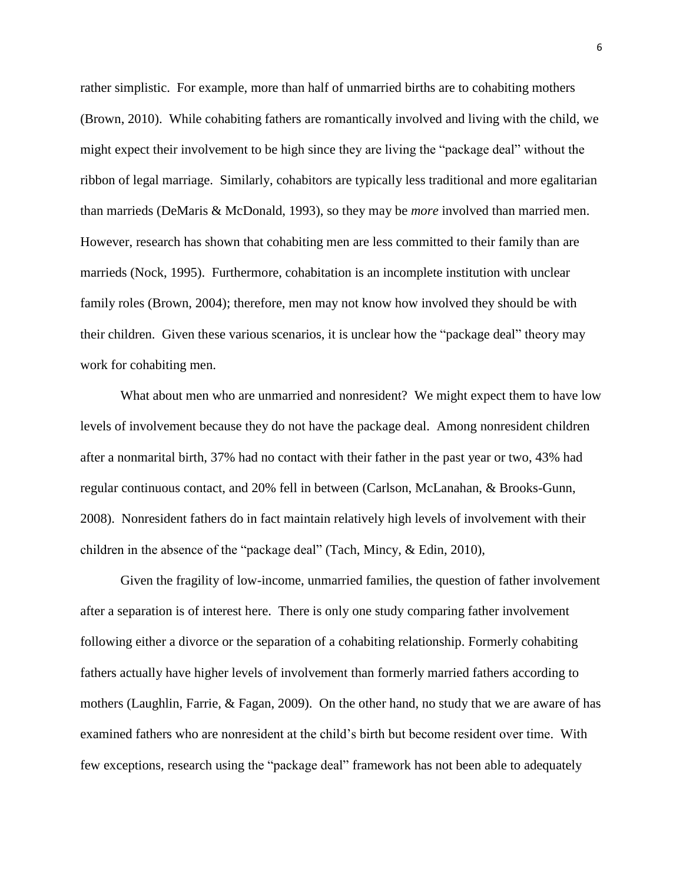rather simplistic. For example, more than half of unmarried births are to cohabiting mothers (Brown, 2010). While cohabiting fathers are romantically involved and living with the child, we might expect their involvement to be high since they are living the "package deal" without the ribbon of legal marriage. Similarly, cohabitors are typically less traditional and more egalitarian than marrieds (DeMaris & McDonald, 1993), so they may be *more* involved than married men. However, research has shown that cohabiting men are less committed to their family than are marrieds (Nock, 1995). Furthermore, cohabitation is an incomplete institution with unclear family roles (Brown, 2004); therefore, men may not know how involved they should be with their children. Given these various scenarios, it is unclear how the "package deal" theory may work for cohabiting men.

What about men who are unmarried and nonresident? We might expect them to have low levels of involvement because they do not have the package deal. Among nonresident children after a nonmarital birth, 37% had no contact with their father in the past year or two, 43% had regular continuous contact, and 20% fell in between (Carlson, McLanahan, & Brooks-Gunn, 2008). Nonresident fathers do in fact maintain relatively high levels of involvement with their children in the absence of the "package deal" (Tach, Mincy, & Edin, 2010),

Given the fragility of low-income, unmarried families, the question of father involvement after a separation is of interest here. There is only one study comparing father involvement following either a divorce or the separation of a cohabiting relationship. Formerly cohabiting fathers actually have higher levels of involvement than formerly married fathers according to mothers (Laughlin, Farrie, & Fagan, 2009). On the other hand, no study that we are aware of has examined fathers who are nonresident at the child's birth but become resident over time. With few exceptions, research using the "package deal" framework has not been able to adequately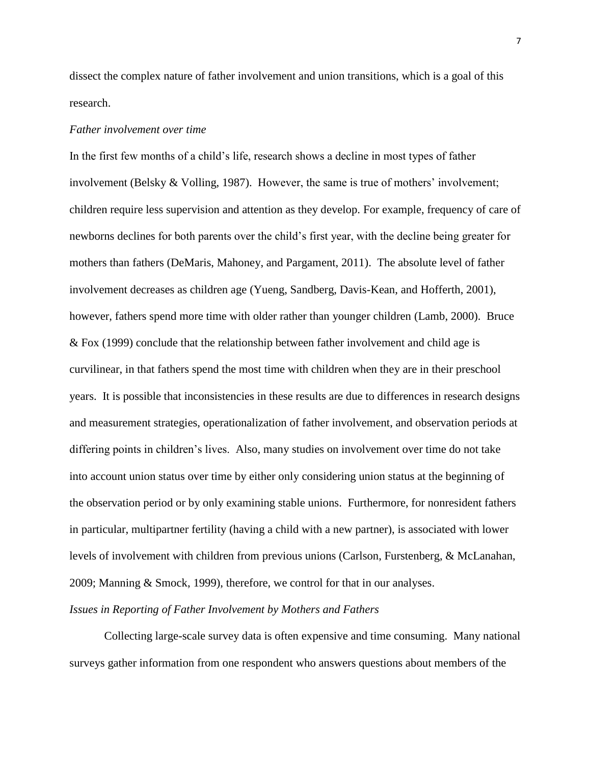dissect the complex nature of father involvement and union transitions, which is a goal of this research.

*Father involvement over time*

In the first few months of a child's life, research shows a decline in most types of father involvement (Belsky & Volling, 1987). However, the same is true of mothers' involvement; children require less supervision and attention as they develop. For example, frequency of care of newborns declines for both parents over the child's first year, with the decline being greater for mothers than fathers (DeMaris, Mahoney, and Pargament, 2011). The absolute level of father involvement decreases as children age (Yueng, Sandberg, Davis-Kean, and Hofferth, 2001), however, fathers spend more time with older rather than younger children (Lamb, 2000). Bruce & Fox (1999) conclude that the relationship between father involvement and child age is curvilinear, in that fathers spend the most time with children when they are in their preschool years. It is possible that inconsistencies in these results are due to differences in research designs and measurement strategies, operationalization of father involvement, and observation periods at differing points in children's lives. Also, many studies on involvement over time do not take into account union status over time by either only considering union status at the beginning of the observation period or by only examining stable unions. Furthermore, for nonresident fathers in particular, multipartner fertility (having a child with a new partner), is associated with lower levels of involvement with children from previous unions (Carlson, Furstenberg, & McLanahan, 2009; Manning & Smock, 1999), therefore, we control for that in our analyses.

*Issues in Reporting of Father Involvement by Mothers and Fathers*

Collecting large-scale survey data is often expensive and time consuming. Many national surveys gather information from one respondent who answers questions about members of the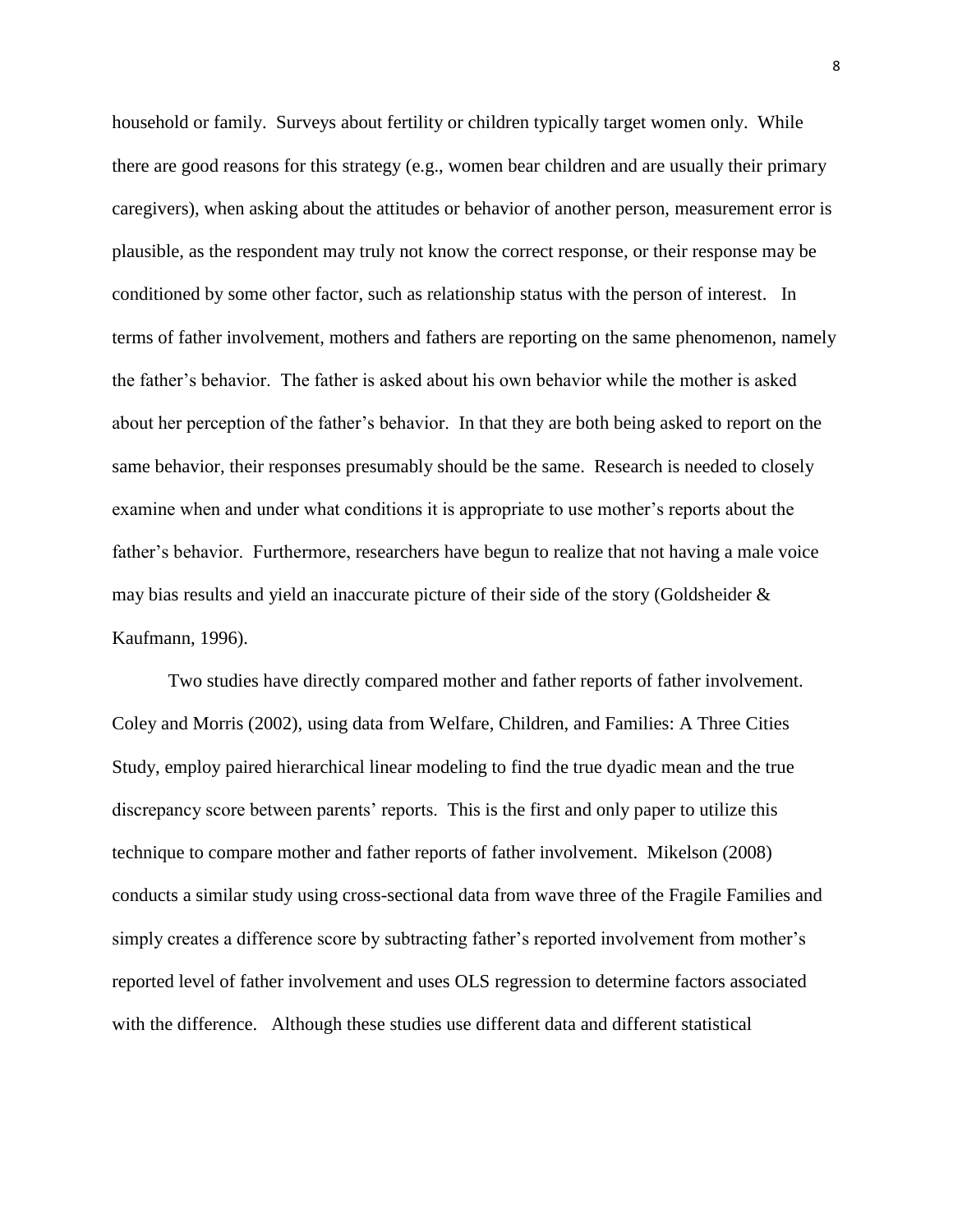household or family. Surveys about fertility or children typically target women only. While there are good reasons for this strategy (e.g., women bear children and are usually their primary caregivers), when asking about the attitudes or behavior of another person, measurement error is plausible, as the respondent may truly not know the correct response, or their response may be conditioned by some other factor, such as relationship status with the person of interest. In terms of father involvement, mothers and fathers are reporting on the same phenomenon, namely the father's behavior. The father is asked about his own behavior while the mother is asked about her perception of the father's behavior. In that they are both being asked to report on the same behavior, their responses presumably should be the same. Research is needed to closely examine when and under what conditions it is appropriate to use mother's reports about the father's behavior. Furthermore, researchers have begun to realize that not having a male voice may bias results and yield an inaccurate picture of their side of the story (Goldsheider & Kaufmann, 1996).

Two studies have directly compared mother and father reports of father involvement. Coley and Morris (2002), using data from Welfare, Children, and Families: A Three Cities Study, employ paired hierarchical linear modeling to find the true dyadic mean and the true discrepancy score between parents' reports. This is the first and only paper to utilize this technique to compare mother and father reports of father involvement. Mikelson (2008) conducts a similar study using cross-sectional data from wave three of the Fragile Families and simply creates a difference score by subtracting father's reported involvement from mother's reported level of father involvement and uses OLS regression to determine factors associated with the difference. Although these studies use different data and different statistical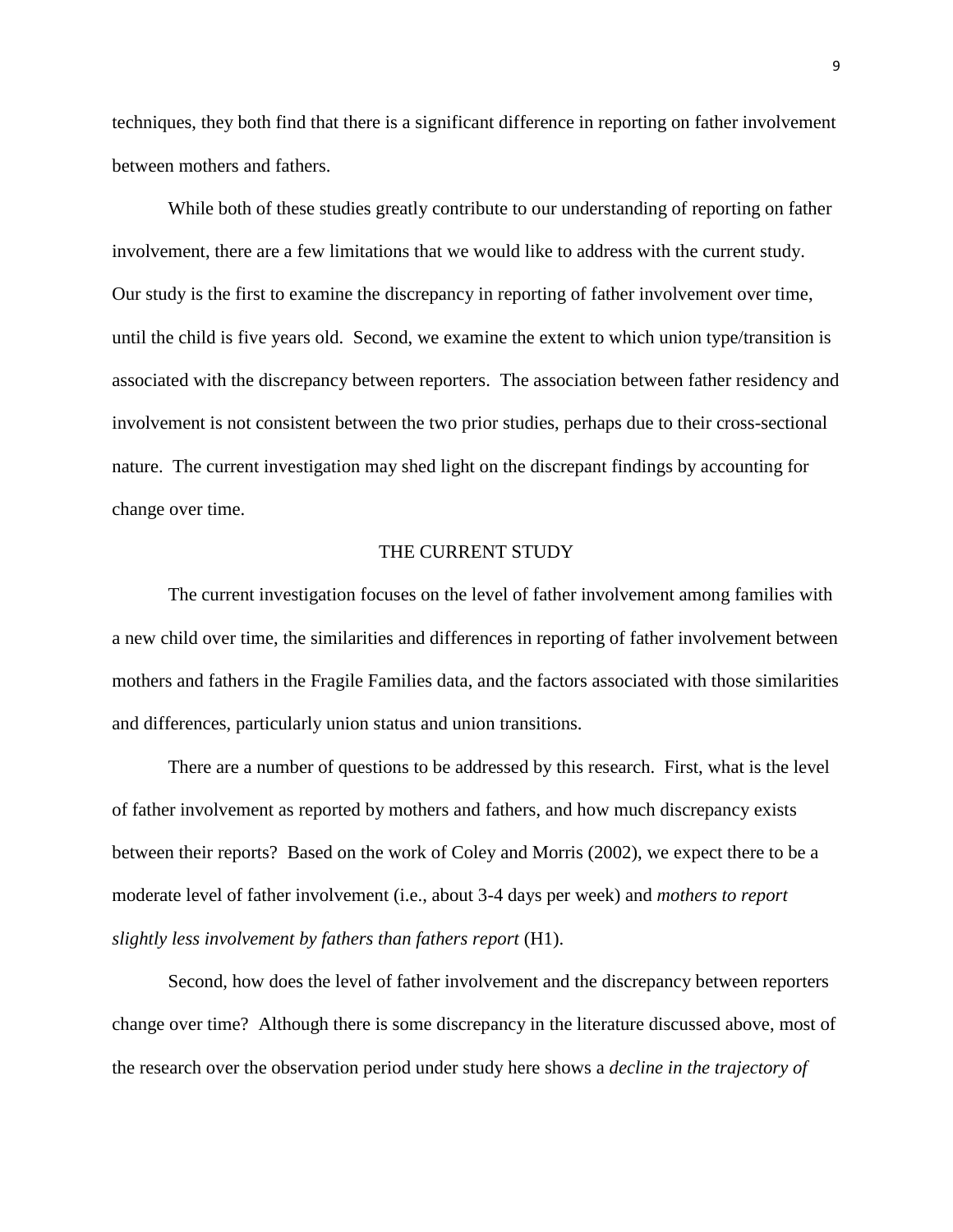techniques, they both find that there is a significant difference in reporting on father involvement between mothers and fathers.

While both of these studies greatly contribute to our understanding of reporting on father involvement, there are a few limitations that we would like to address with the current study. Our study is the first to examine the discrepancy in reporting of father involvement over time, until the child is five years old. Second, we examine the extent to which union type/transition is associated with the discrepancy between reporters. The association between father residency and involvement is not consistent between the two prior studies, perhaps due to their cross-sectional nature. The current investigation may shed light on the discrepant findings by accounting for change over time.

## THE CURRENT STUDY

The current investigation focuses on the level of father involvement among families with a new child over time, the similarities and differences in reporting of father involvement between mothers and fathers in the Fragile Families data, and the factors associated with those similarities and differences, particularly union status and union transitions.

There are a number of questions to be addressed by this research. First, what is the level of father involvement as reported by mothers and fathers, and how much discrepancy exists between their reports? Based on the work of Coley and Morris (2002), we expect there to be a moderate level of father involvement (i.e., about 3-4 days per week) and *mothers to report slightly less involvement by fathers than fathers report* (H1).

Second, how does the level of father involvement and the discrepancy between reporters change over time? Although there is some discrepancy in the literature discussed above, most of the research over the observation period under study here shows a *decline in the trajectory of*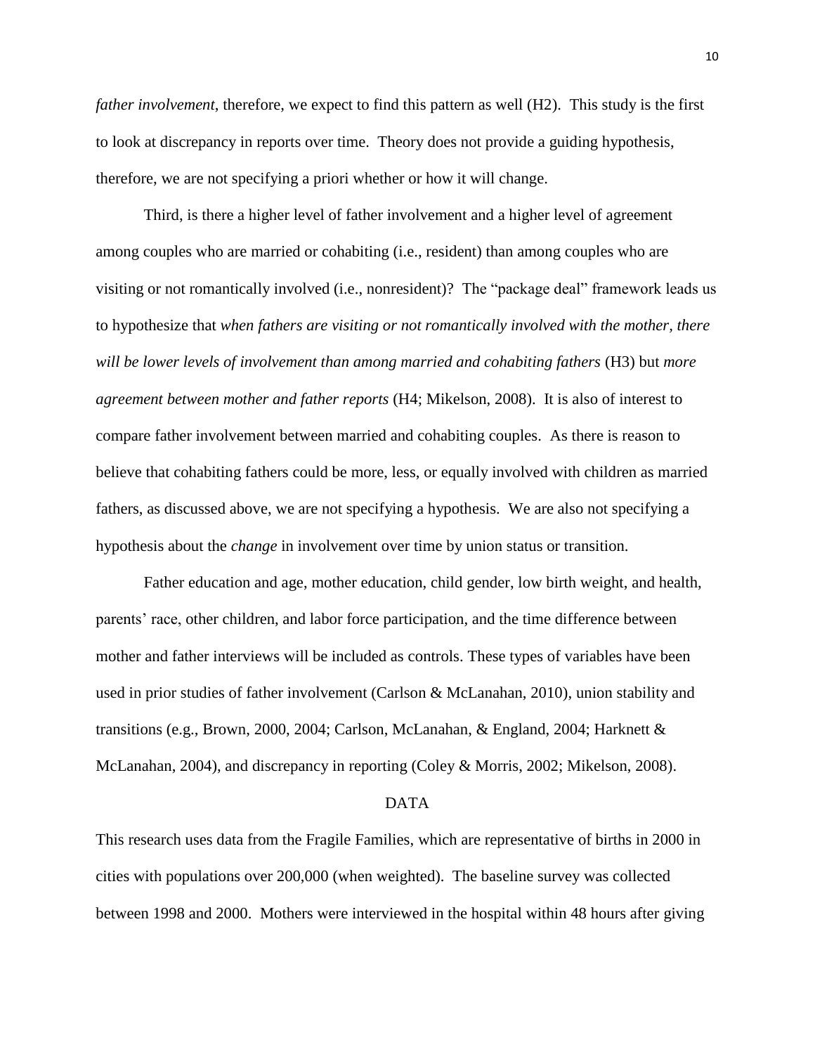*father involvement*, therefore, we expect to find this pattern as well (H2). This study is the first to look at discrepancy in reports over time. Theory does not provide a guiding hypothesis, therefore, we are not specifying a priori whether or how it will change.

Third, is there a higher level of father involvement and a higher level of agreement among couples who are married or cohabiting (i.e., resident) than among couples who are visiting or not romantically involved (i.e., nonresident)? The "package deal" framework leads us to hypothesize that *when fathers are visiting or not romantically involved with the mother, there will be lower levels of involvement than among married and cohabiting fathers* (H3) but *more agreement between mother and father reports* (H4; Mikelson, 2008). It is also of interest to compare father involvement between married and cohabiting couples. As there is reason to believe that cohabiting fathers could be more, less, or equally involved with children as married fathers, as discussed above, we are not specifying a hypothesis. We are also not specifying a hypothesis about the *change* in involvement over time by union status or transition.

Father education and age, mother education, child gender, low birth weight, and health, parents' race, other children, and labor force participation, and the time difference between mother and father interviews will be included as controls. These types of variables have been used in prior studies of father involvement (Carlson & McLanahan, 2010), union stability and transitions (e.g., Brown, 2000, 2004; Carlson, McLanahan, & England, 2004; Harknett & McLanahan, 2004), and discrepancy in reporting (Coley & Morris, 2002; Mikelson, 2008).

## DATA

This research uses data from the Fragile Families, which are representative of births in 2000 in cities with populations over 200,000 (when weighted). The baseline survey was collected between 1998 and 2000. Mothers were interviewed in the hospital within 48 hours after giving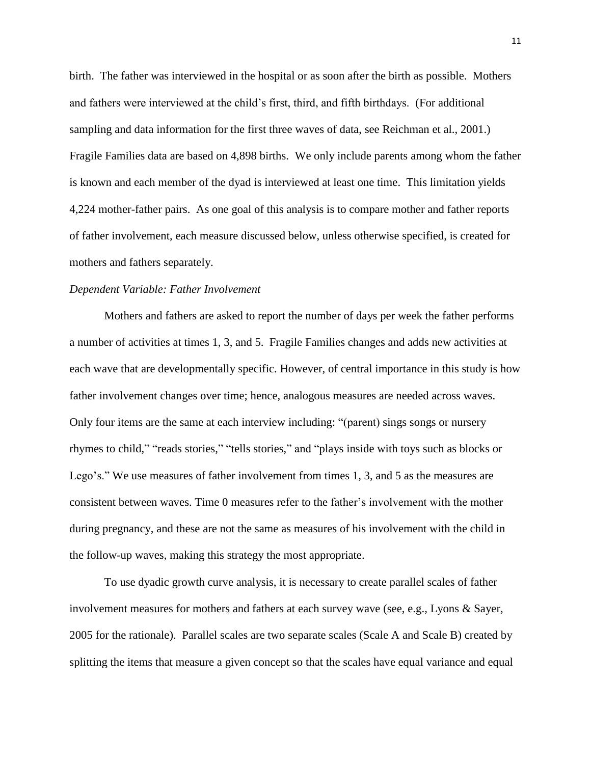birth. The father was interviewed in the hospital or as soon after the birth as possible. Mothers and fathers were interviewed at the child's first, third, and fifth birthdays. (For additional sampling and data information for the first three waves of data, see Reichman et al., 2001.) Fragile Families data are based on 4,898 births. We only include parents among whom the father is known and each member of the dyad is interviewed at least one time. This limitation yields 4,224 mother-father pairs. As one goal of this analysis is to compare mother and father reports of father involvement, each measure discussed below, unless otherwise specified, is created for mothers and fathers separately.

*Dependent Variable: Father Involvement*

Mothers and fathers are asked to report the number of days per week the father performs a number of activities at times 1, 3, and 5. Fragile Families changes and adds new activities at each wave that are developmentally specific. However, of central importance in this study is how father involvement changes over time; hence, analogous measures are needed across waves. Only four items are the same at each interview including: "(parent) sings songs or nursery rhymes to child," "reads stories," "tells stories," and "plays inside with toys such as blocks or Lego's." We use measures of father involvement from times 1, 3, and 5 as the measures are consistent between waves. Time 0 measures refer to the father's involvement with the mother during pregnancy, and these are not the same as measures of his involvement with the child in the follow-up waves, making this strategy the most appropriate.

To use dyadic growth curve analysis, it is necessary to create parallel scales of father involvement measures for mothers and fathers at each survey wave (see, e.g., Lyons & Sayer, 2005 for the rationale). Parallel scales are two separate scales (Scale A and Scale B) created by splitting the items that measure a given concept so that the scales have equal variance and equal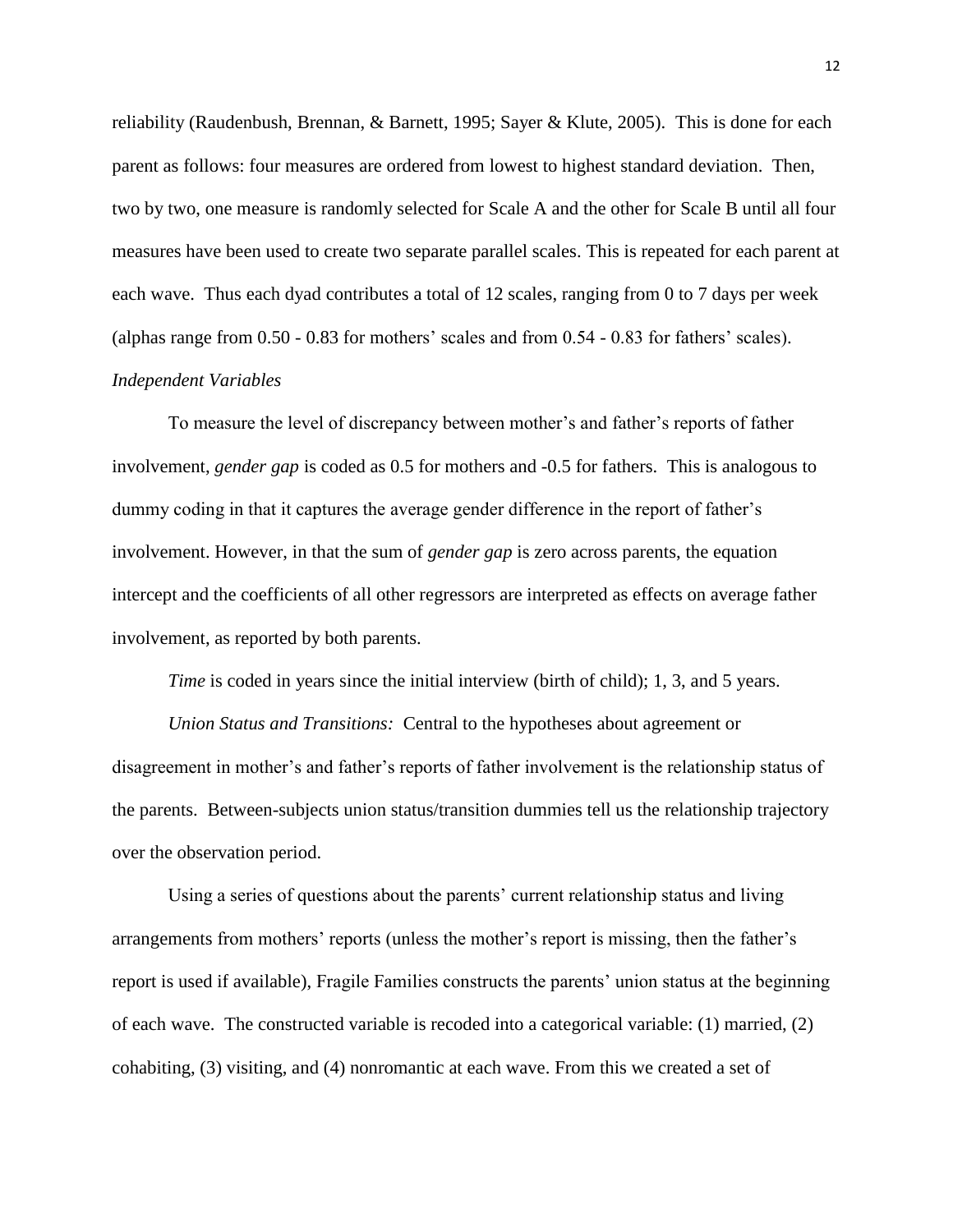reliability (Raudenbush, Brennan, & Barnett, 1995; Sayer & Klute, 2005). This is done for each parent as follows: four measures are ordered from lowest to highest standard deviation. Then, two by two, one measure is randomly selected for Scale A and the other for Scale B until all four measures have been used to create two separate parallel scales. This is repeated for each parent at each wave. Thus each dyad contributes a total of 12 scales, ranging from 0 to 7 days per week (alphas range from 0.50 - 0.83 for mothers' scales and from 0.54 - 0.83 for fathers' scales).

*Independent Variables*

To measure the level of discrepancy between mother's and father's reports of father involvement, *gender gap* is coded as 0.5 for mothers and -0.5 for fathers. This is analogous to dummy coding in that it captures the average gender difference in the report of father's involvement. However, in that the sum of *gender gap* is zero across parents, the equation intercept and the coefficients of all other regressors are interpreted as effects on average father involvement, as reported by both parents.

*Time* is coded in years since the initial interview (birth of child); 1, 3, and 5 years.

*Union Status and Transitions:* Central to the hypotheses about agreement or disagreement in mother's and father's reports of father involvement is the relationship status of the parents. Between-subjects union status/transition dummies tell us the relationship trajectory over the observation period.

Using a series of questions about the parents' current relationship status and living arrangements from mothers' reports (unless the mother's report is missing, then the father's report is used if available), Fragile Families constructs the parents' union status at the beginning of each wave. The constructed variable is recoded into a categorical variable: (1) married, (2) cohabiting, (3) visiting, and (4) nonromantic at each wave. From this we created a set of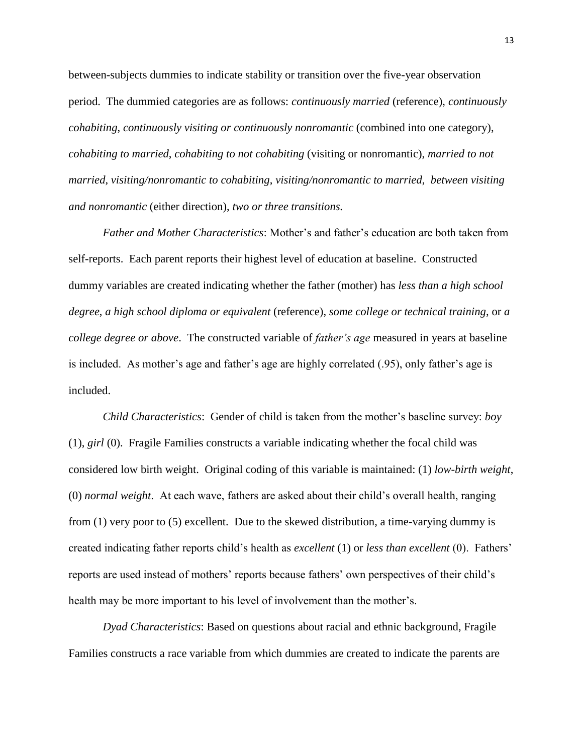between-subjects dummies to indicate stability or transition over the five-year observation period. The dummied categories are as follows: *continuously married* (reference), *continuously cohabiting*, *continuously visiting or continuously nonromantic* (combined into one category), *cohabiting to married*, *cohabiting to not cohabiting* (visiting or nonromantic), *married to not married*, *visiting/nonromantic to cohabiting*, *visiting/nonromantic to married*, *between visiting and nonromantic* (either direction), *two or three transitions.*

*Father and Mother Characteristics*: Mother's and father's education are both taken from self-reports. Each parent reports their highest level of education at baseline. Constructed dummy variables are created indicating whether the father (mother) has *less than a high school degree*, *a high school diploma or equivalent* (reference), *some college or technical training*, or *a college degree or above*. The constructed variable of *father's age* measured in years at baseline is included. As mother's age and father's age are highly correlated (.95), only father's age is included.

*Child Characteristics*: Gender of child is taken from the mother's baseline survey: *boy* (1), *girl* (0). Fragile Families constructs a variable indicating whether the focal child was considered low birth weight. Original coding of this variable is maintained: (1) *low-birth weight*, (0) *normal weight*. At each wave, fathers are asked about their child's overall health, ranging from (1) very poor to (5) excellent. Due to the skewed distribution, a time-varying dummy is created indicating father reports child's health as *excellent* (1) or *less than excellent* (0). Fathers' reports are used instead of mothers' reports because fathers' own perspectives of their child's health may be more important to his level of involvement than the mother's.

*Dyad Characteristics*: Based on questions about racial and ethnic background, Fragile Families constructs a race variable from which dummies are created to indicate the parents are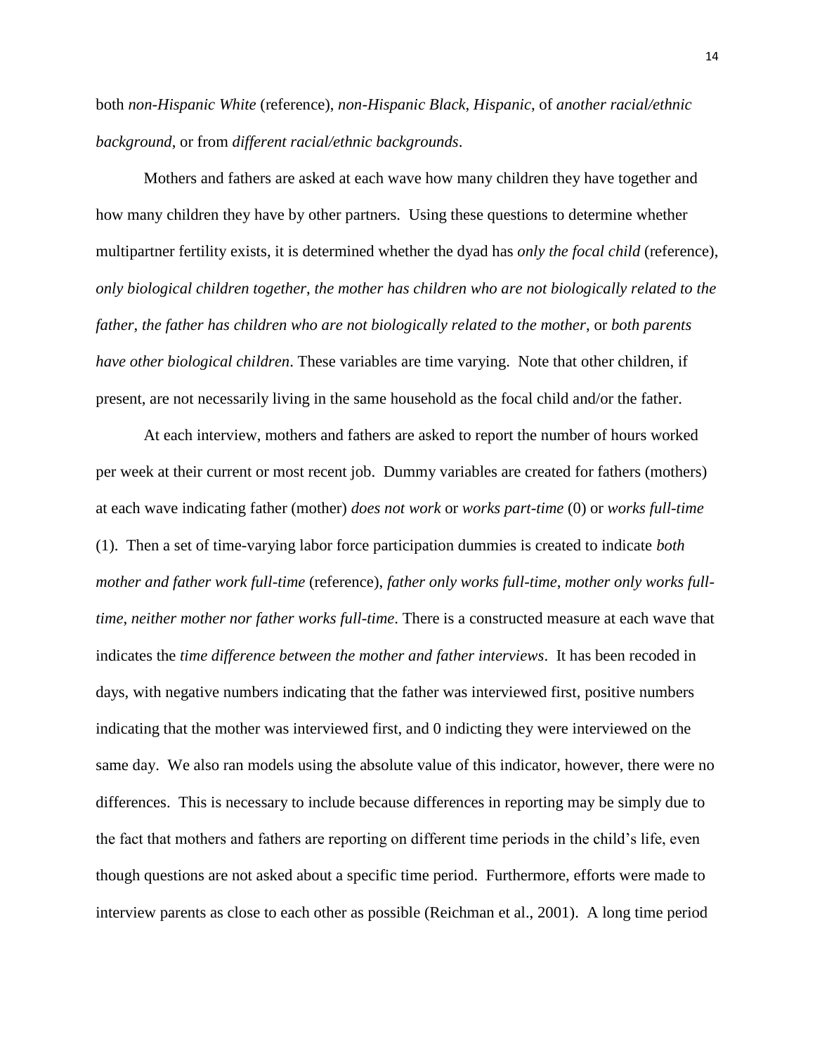both *non-Hispanic White* (reference), *non-Hispanic Black*, *Hispanic*, of *another racial/ethnic background*, or from *different racial/ethnic backgrounds*.

Mothers and fathers are asked at each wave how many children they have together and how many children they have by other partners. Using these questions to determine whether multipartner fertility exists, it is determined whether the dyad has *only the focal child* (reference), *only biological children together*, *the mother has children who are not biologically related to the father*, *the father has children who are not biologically related to the mother*, or *both parents have other biological children*. These variables are time varying. Note that other children, if present, are not necessarily living in the same household as the focal child and/or the father.

At each interview, mothers and fathers are asked to report the number of hours worked per week at their current or most recent job. Dummy variables are created for fathers (mothers) at each wave indicating father (mother) *does not work* or *works part-time* (0) or *works full-time* (1). Then a set of time-varying labor force participation dummies is created to indicate *both mother and father work full-time* (reference), *father only works full-time*, *mother only works full-time*, *neither mother nor father works full-time*. There is a constructed measure at each wave that indicates the *time difference between the mother and father interviews*. It has been recoded in days, with negative numbers indicating that the father was interviewed first, positive numbers indicating that the mother was interviewed first, and 0 indicting they were interviewed on the same day. We also ran models using the absolute value of this indicator, however, there were no differences. This is necessary to include because differences in reporting may be simply due to the fact that mothers and fathers are reporting on different time periods in the child's life, even though questions are not asked about a specific time period. Furthermore, efforts were made to interview parents as close to each other as possible (Reichman et al., 2001). A long time period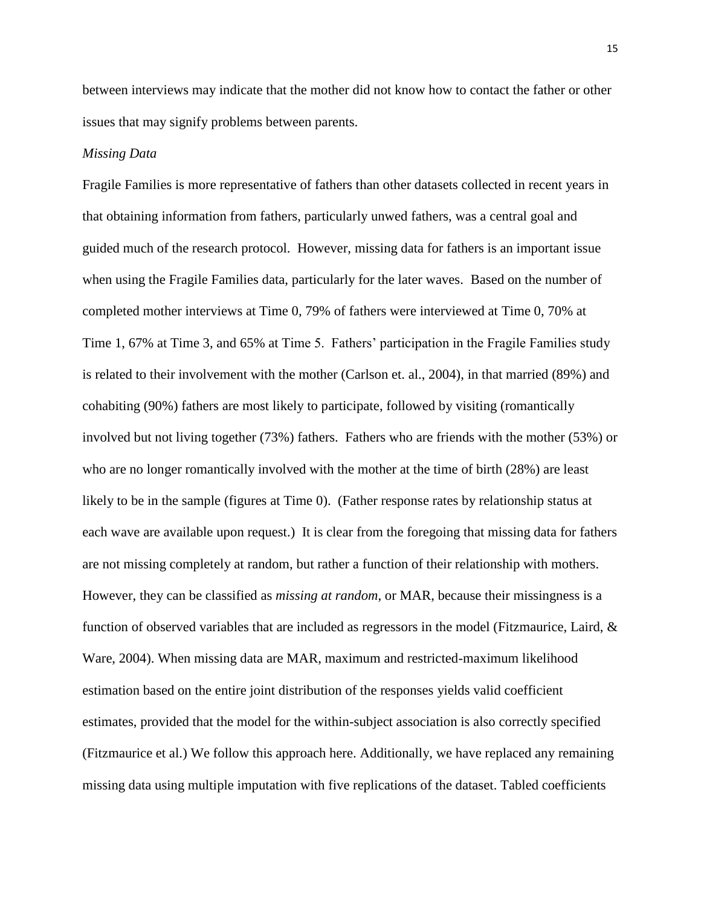between interviews may indicate that the mother did not know how to contact the father or other issues that may signify problems between parents.

*Missing Data*

Fragile Families is more representative of fathers than other datasets collected in recent years in that obtaining information from fathers, particularly unwed fathers, was a central goal and guided much of the research protocol. However, missing data for fathers is an important issue when using the Fragile Families data, particularly for the later waves. Based on the number of completed mother interviews at Time 0, 79% of fathers were interviewed at Time 0, 70% at Time 1, 67% at Time 3, and 65% at Time 5. Fathers' participation in the Fragile Families study is related to their involvement with the mother (Carlson et. al., 2004), in that married (89%) and cohabiting (90%) fathers are most likely to participate, followed by visiting (romantically involved but not living together (73%) fathers. Fathers who are friends with the mother (53%) or who are no longer romantically involved with the mother at the time of birth (28%) are least likely to be in the sample (figures at Time 0). (Father response rates by relationship status at each wave are available upon request.) It is clear from the foregoing that missing data for fathers are not missing completely at random, but rather a function of their relationship with mothers. However, they can be classified as *missing at random*, or MAR, because their missingness is a function of observed variables that are included as regressors in the model (Fitzmaurice, Laird, & Ware, 2004). When missing data are MAR, maximum and restricted-maximum likelihood estimation based on the entire joint distribution of the responses yields valid coefficient estimates, provided that the model for the within-subject association is also correctly specified (Fitzmaurice et al.) We follow this approach here. Additionally, we have replaced any remaining missing data using multiple imputation with five replications of the dataset. Tabled coefficients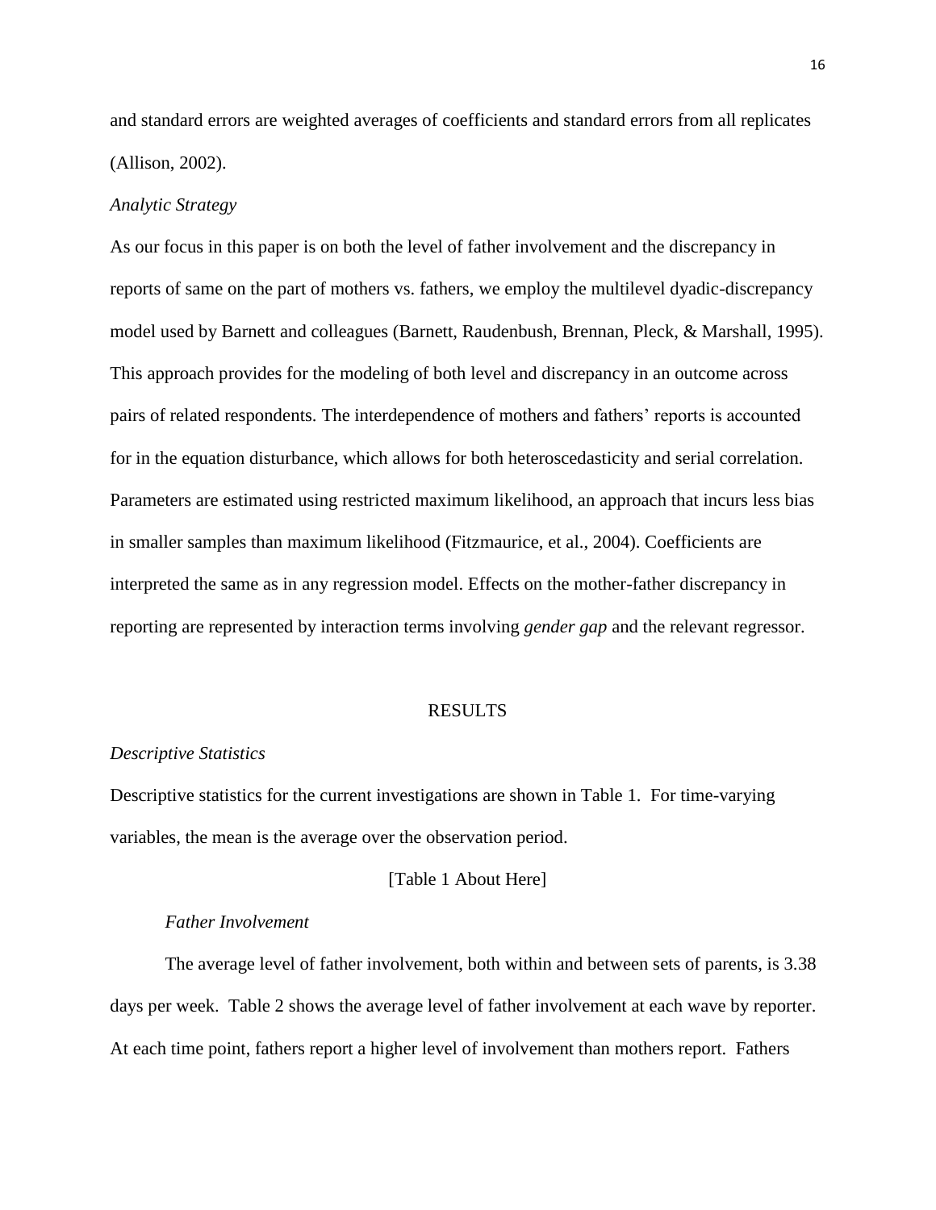and standard errors are weighted averages of coefficients and standard errors from all replicates (Allison, 2002).

*Analytic Strategy*

As our focus in this paper is on both the level of father involvement and the discrepancy in reports of same on the part of mothers vs. fathers, we employ the multilevel dyadic-discrepancy model used by Barnett and colleagues (Barnett, Raudenbush, Brennan, Pleck, & Marshall, 1995). This approach provides for the modeling of both level and discrepancy in an outcome across pairs of related respondents. The interdependence of mothers and fathers' reports is accounted for in the equation disturbance, which allows for both heteroscedasticity and serial correlation. Parameters are estimated using restricted maximum likelihood, an approach that incurs less bias in smaller samples than maximum likelihood (Fitzmaurice, et al., 2004). Coefficients are interpreted the same as in any regression model. Effects on the mother-father discrepancy in reporting are represented by interaction terms involving *gender gap* and the relevant regressor.

## RESULTS

*Descriptive Statistics*

Descriptive statistics for the current investigations are shown in Table 1. For time-varying variables, the mean is the average over the observation period.

[Table 1 About Here]

*Father Involvement*

The average level of father involvement, both within and between sets of parents, is 3.38 days per week. Table 2 shows the average level of father involvement at each wave by reporter. At each time point, fathers report a higher level of involvement than mothers report. Fathers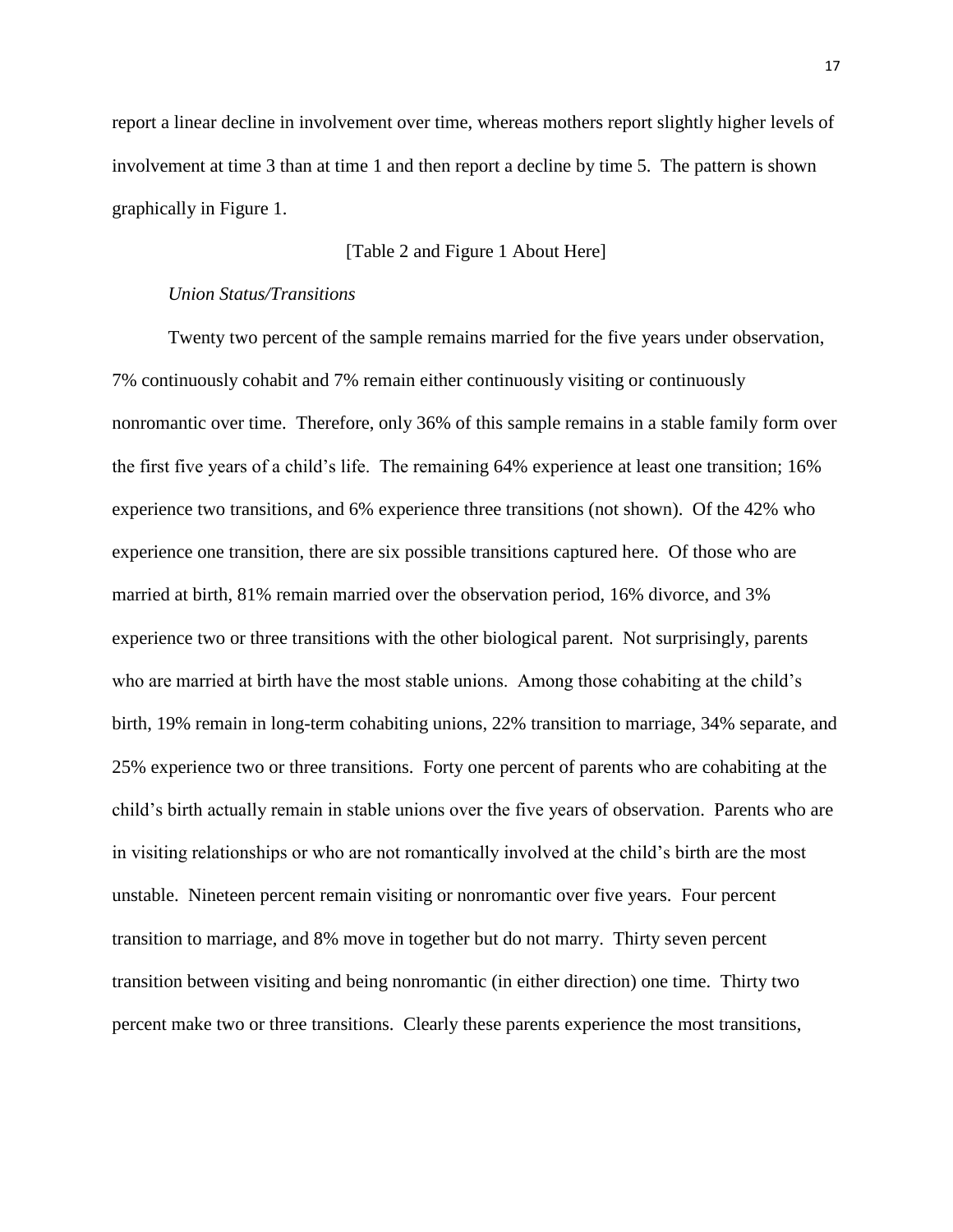report a linear decline in involvement over time, whereas mothers report slightly higher levels of involvement at time 3 than at time 1 and then report a decline by time 5. The pattern is shown graphically in Figure 1.

[Table 2 and Figure 1 About Here]

*Union Status/Transitions*

Twenty two percent of the sample remains married for the five years under observation, 7% continuously cohabit and 7% remain either continuously visiting or continuously nonromantic over time. Therefore, only 36% of this sample remains in a stable family form over the first five years of a child's life. The remaining 64% experience at least one transition; 16% experience two transitions, and 6% experience three transitions (not shown). Of the 42% who experience one transition, there are six possible transitions captured here. Of those who are married at birth, 81% remain married over the observation period, 16% divorce, and 3% experience two or three transitions with the other biological parent. Not surprisingly, parents who are married at birth have the most stable unions. Among those cohabiting at the child's birth, 19% remain in long-term cohabiting unions, 22% transition to marriage, 34% separate, and 25% experience two or three transitions. Forty one percent of parents who are cohabiting at the child's birth actually remain in stable unions over the five years of observation. Parents who are in visiting relationships or who are not romantically involved at the child's birth are the most unstable. Nineteen percent remain visiting or nonromantic over five years. Four percent transition to marriage, and 8% move in together but do not marry. Thirty seven percent transition between visiting and being nonromantic (in either direction) one time. Thirty two percent make two or three transitions. Clearly these parents experience the most transitions,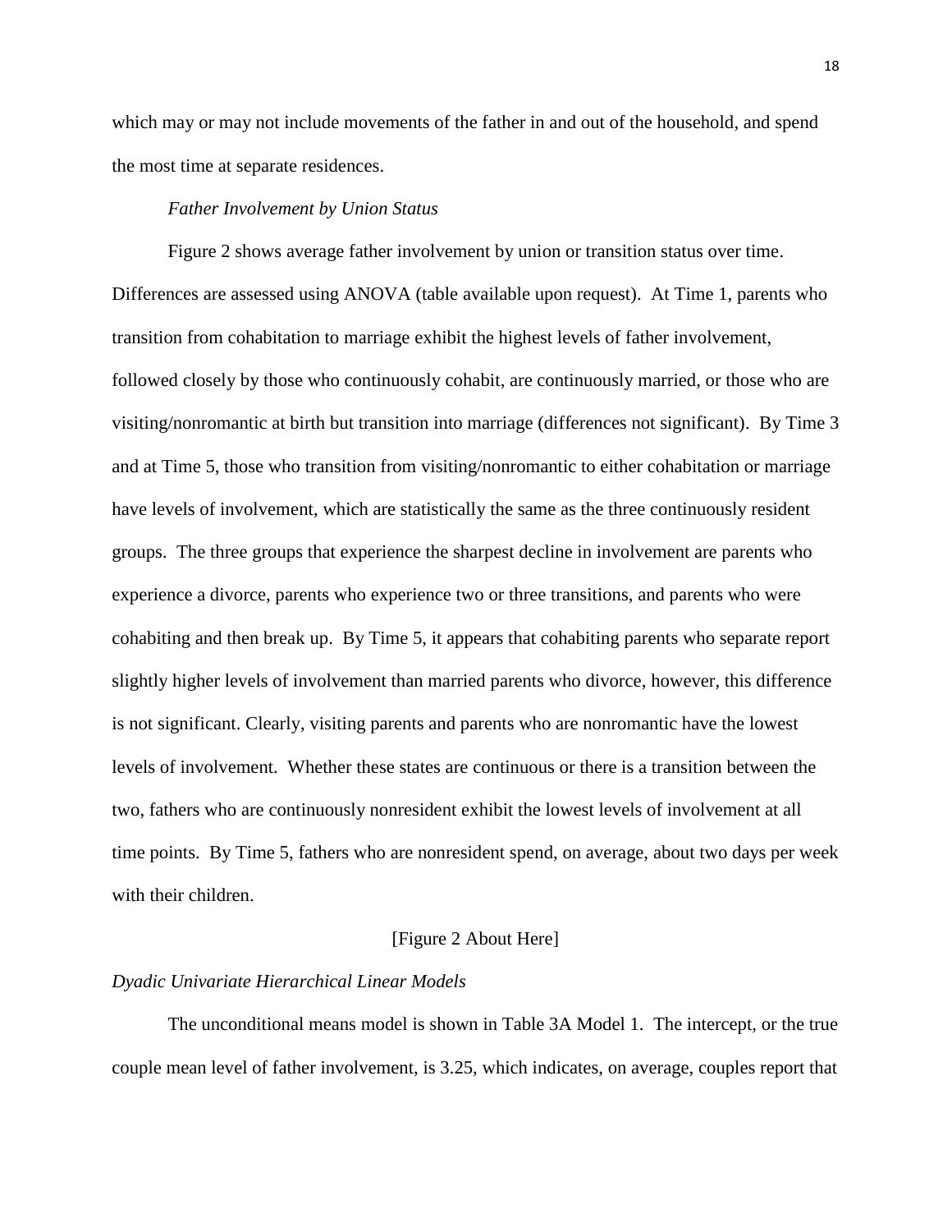which may or may not include movements of the father in and out of the household, and spend the most time at separate residences.

*Father Involvement by Union Status*

Figure 2 shows average father involvement by union or transition status over time. Differences are assessed using ANOVA (table available upon request). At Time 1, parents who transition from cohabitation to marriage exhibit the highest levels of father involvement, followed closely by those who continuously cohabit, are continuously married, or those who are visiting/nonromantic at birth but transition into marriage (differences not significant). By Time 3 and at Time 5, those who transition from visiting/nonromantic to either cohabitation or marriage have levels of involvement, which are statistically the same as the three continuously resident groups. The three groups that experience the sharpest decline in involvement are parents who experience a divorce, parents who experience two or three transitions, and parents who were cohabiting and then break up. By Time 5, it appears that cohabiting parents who separate report slightly higher levels of involvement than married parents who divorce, however, this difference is not significant. Clearly, visiting parents and parents who are nonromantic have the lowest levels of involvement. Whether these states are continuous or there is a transition between the two, fathers who are continuously nonresident exhibit the lowest levels of involvement at all time points. By Time 5, fathers who are nonresident spend, on average, about two days per week with their children.

[Figure 2 About Here]

*Dyadic Univariate Hierarchical Linear Models*

The unconditional means model is shown in Table 3A Model 1. The intercept, or the true couple mean level of father involvement, is 3.25, which indicates, on average, couples report that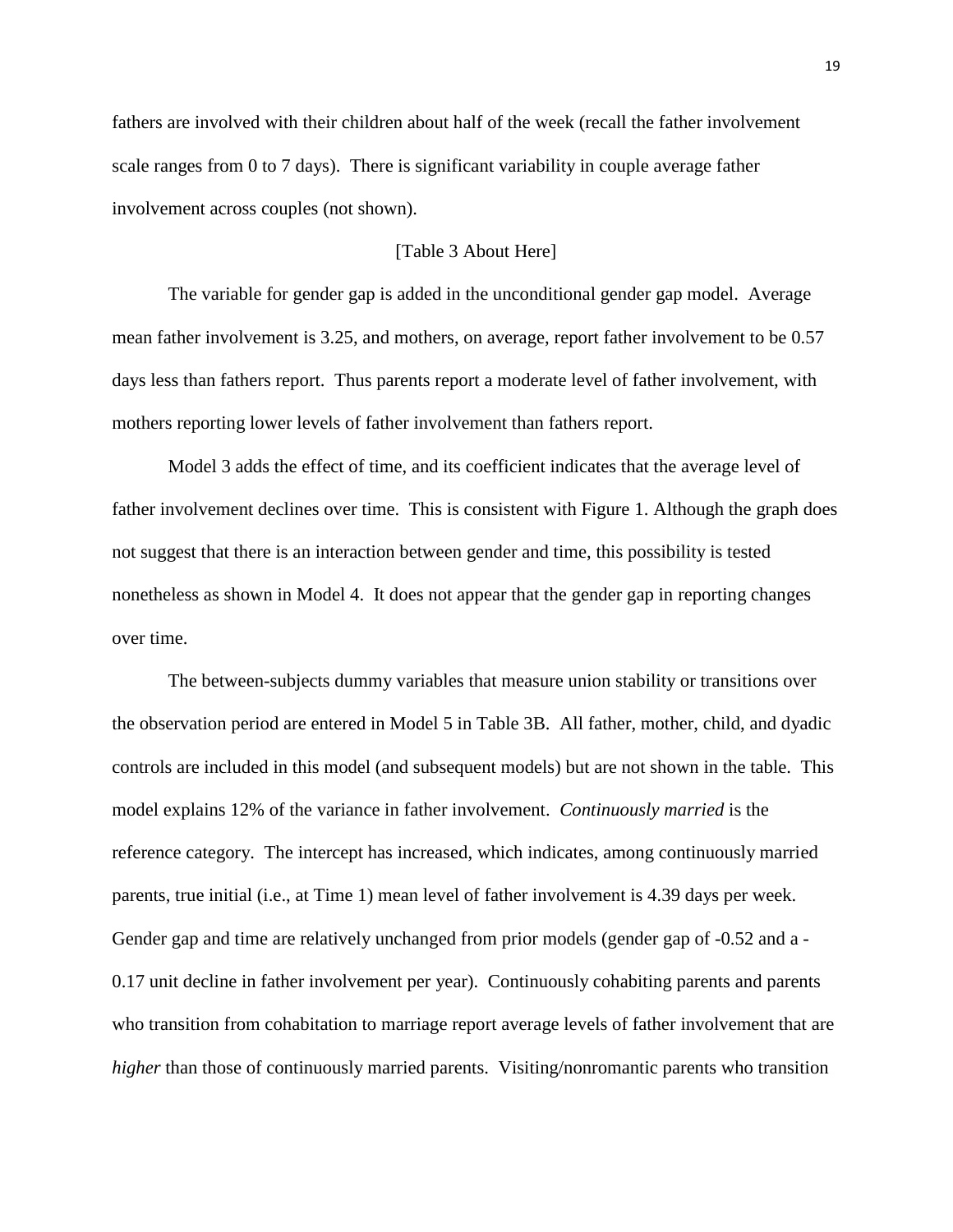fathers are involved with their children about half of the week (recall the father involvement scale ranges from 0 to 7 days). There is significant variability in couple average father involvement across couples (not shown).

[Table 3 About Here]

The variable for gender gap is added in the unconditional gender gap model. Average mean father involvement is 3.25, and mothers, on average, report father involvement to be 0.57 days less than fathers report. Thus parents report a moderate level of father involvement, with mothers reporting lower levels of father involvement than fathers report.

Model 3 adds the effect of time, and its coefficient indicates that the average level of father involvement declines over time. This is consistent with Figure 1. Although the graph does not suggest that there is an interaction between gender and time, this possibility is tested nonetheless as shown in Model 4. It does not appear that the gender gap in reporting changes over time.

The between-subjects dummy variables that measure union stability or transitions over the observation period are entered in Model 5 in Table 3B. All father, mother, child, and dyadic controls are included in this model (and subsequent models) but are not shown in the table. This model explains 12% of the variance in father involvement. *Continuously married* is the reference category. The intercept has increased, which indicates, among continuously married parents, true initial (i.e., at Time 1) mean level of father involvement is 4.39 days per week. Gender gap and time are relatively unchanged from prior models (gender gap of -0.52 and a -0.17 unit decline in father involvement per year). Continuously cohabiting parents and parents who transition from cohabitation to marriage report average levels of father involvement that are *higher* than those of continuously married parents. Visiting/nonromantic parents who transition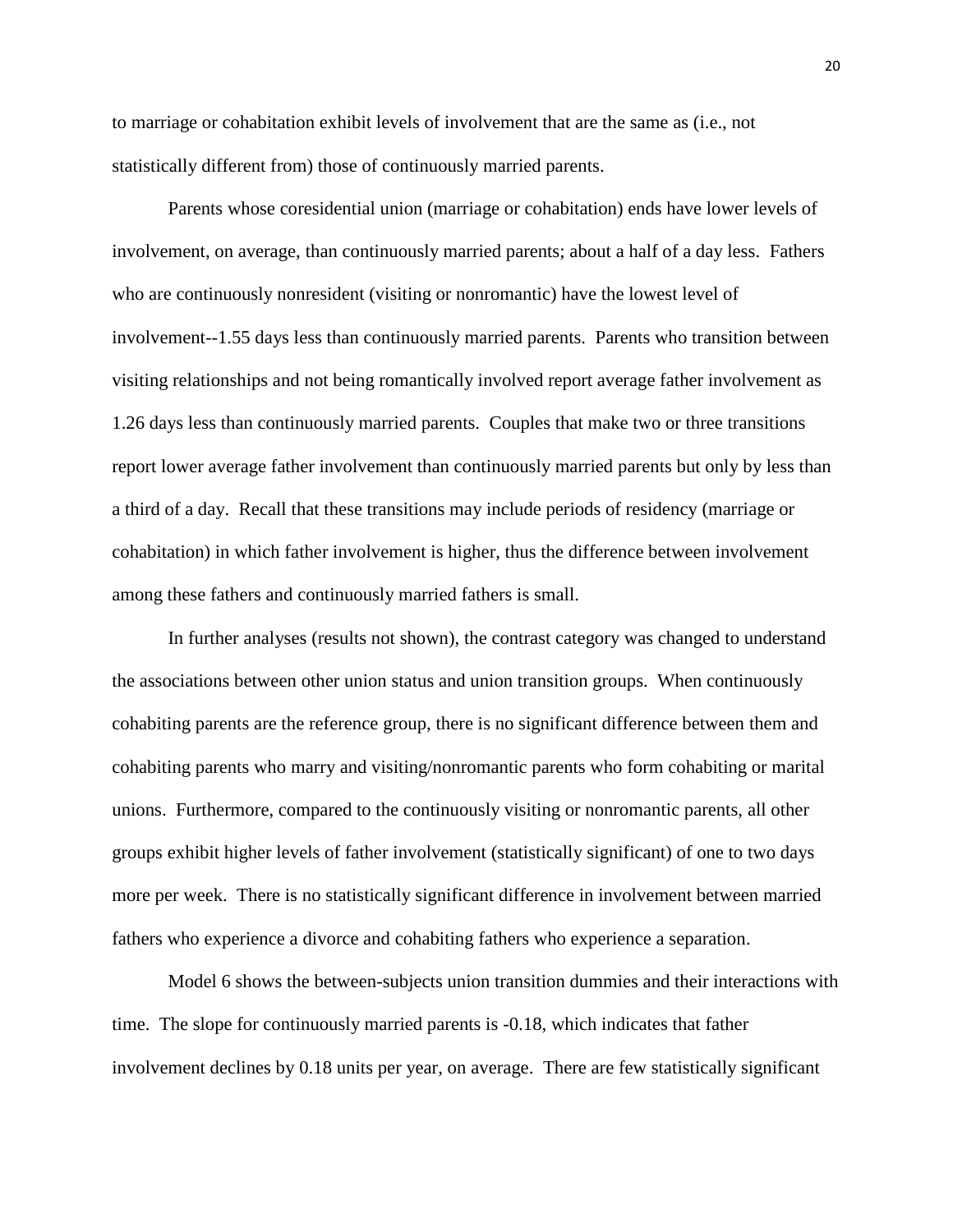to marriage or cohabitation exhibit levels of involvement that are the same as (i.e., not statistically different from) those of continuously married parents.

Parents whose coresidential union (marriage or cohabitation) ends have lower levels of involvement, on average, than continuously married parents; about a half of a day less. Fathers who are continuously nonresident (visiting or nonromantic) have the lowest level of involvement--1.55 days less than continuously married parents. Parents who transition between visiting relationships and not being romantically involved report average father involvement as 1.26 days less than continuously married parents. Couples that make two or three transitions report lower average father involvement than continuously married parents but only by less than a third of a day. Recall that these transitions may include periods of residency (marriage or cohabitation) in which father involvement is higher, thus the difference between involvement among these fathers and continuously married fathers is small.

In further analyses (results not shown), the contrast category was changed to understand the associations between other union status and union transition groups. When continuously cohabiting parents are the reference group, there is no significant difference between them and cohabiting parents who marry and visiting/nonromantic parents who form cohabiting or marital unions. Furthermore, compared to the continuously visiting or nonromantic parents, all other groups exhibit higher levels of father involvement (statistically significant) of one to two days more per week. There is no statistically significant difference in involvement between married fathers who experience a divorce and cohabiting fathers who experience a separation.

Model 6 shows the between-subjects union transition dummies and their interactions with time. The slope for continuously married parents is -0.18, which indicates that father involvement declines by 0.18 units per year, on average. There are few statistically significant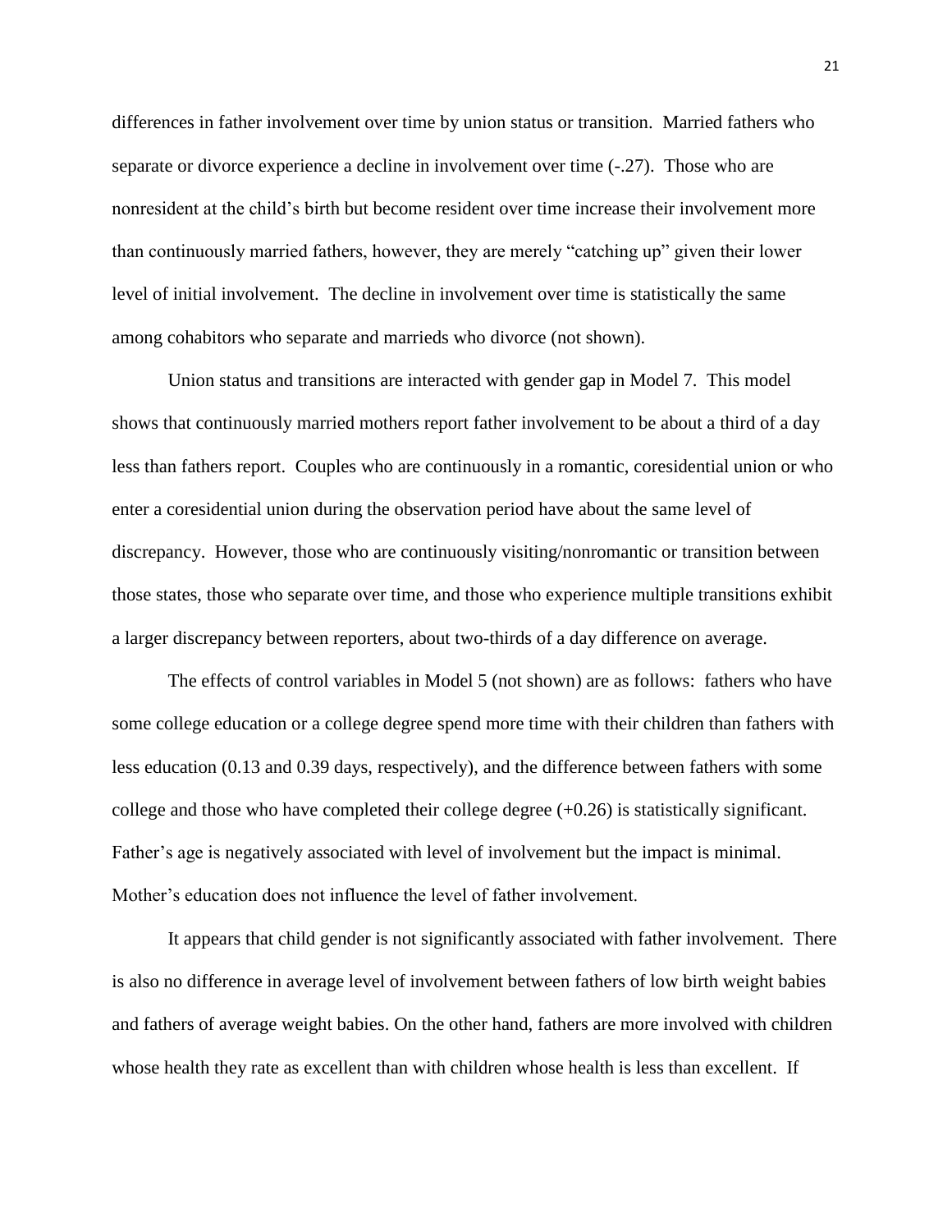differences in father involvement over time by union status or transition. Married fathers who separate or divorce experience a decline in involvement over time (-.27). Those who are nonresident at the child's birth but become resident over time increase their involvement more than continuously married fathers, however, they are merely "catching up" given their lower level of initial involvement. The decline in involvement over time is statistically the same among cohabitors who separate and marrieds who divorce (not shown).

Union status and transitions are interacted with gender gap in Model 7. This model shows that continuously married mothers report father involvement to be about a third of a day less than fathers report. Couples who are continuously in a romantic, coresidential union or who enter a coresidential union during the observation period have about the same level of discrepancy. However, those who are continuously visiting/nonromantic or transition between those states, those who separate over time, and those who experience multiple transitions exhibit a larger discrepancy between reporters, about two-thirds of a day difference on average.

The effects of control variables in Model 5 (not shown) are as follows: fathers who have some college education or a college degree spend more time with their children than fathers with less education (0.13 and 0.39 days, respectively), and the difference between fathers with some college and those who have completed their college degree (+0.26) is statistically significant. Father's age is negatively associated with level of involvement but the impact is minimal. Mother's education does not influence the level of father involvement.

It appears that child gender is not significantly associated with father involvement. There is also no difference in average level of involvement between fathers of low birth weight babies and fathers of average weight babies. On the other hand, fathers are more involved with children whose health they rate as excellent than with children whose health is less than excellent. If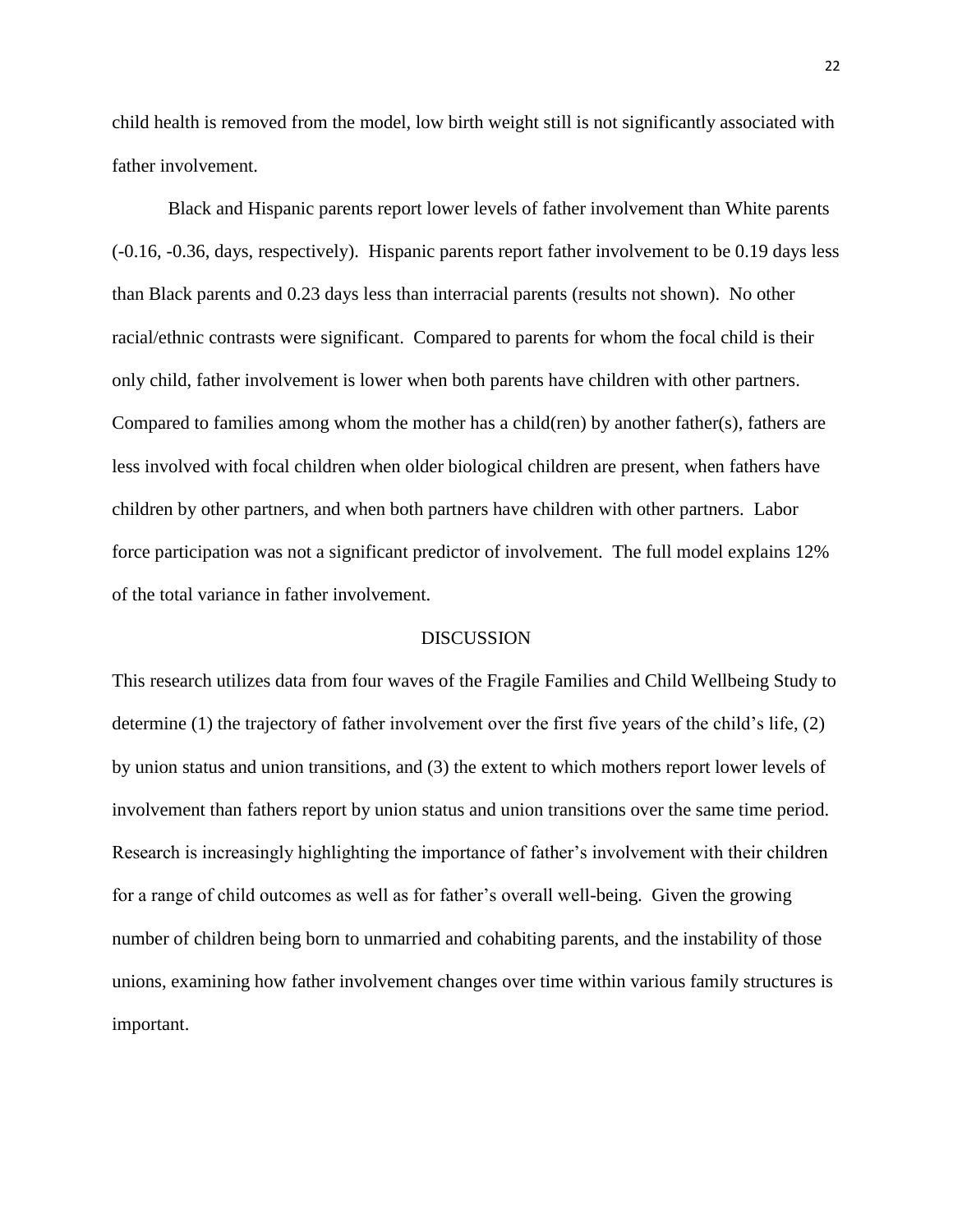child health is removed from the model, low birth weight still is not significantly associated with father involvement.

Black and Hispanic parents report lower levels of father involvement than White parents (-0.16, -0.36, days, respectively). Hispanic parents report father involvement to be 0.19 days less than Black parents and 0.23 days less than interracial parents (results not shown). No other racial/ethnic contrasts were significant. Compared to parents for whom the focal child is their only child, father involvement is lower when both parents have children with other partners. Compared to families among whom the mother has a child(ren) by another father(s), fathers are less involved with focal children when older biological children are present, when fathers have children by other partners, and when both partners have children with other partners. Labor force participation was not a significant predictor of involvement. The full model explains 12% of the total variance in father involvement.

## DISCUSSION

This research utilizes data from four waves of the Fragile Families and Child Wellbeing Study to determine (1) the trajectory of father involvement over the first five years of the child's life, (2) by union status and union transitions, and (3) the extent to which mothers report lower levels of involvement than fathers report by union status and union transitions over the same time period. Research is increasingly highlighting the importance of father's involvement with their children for a range of child outcomes as well as for father's overall well-being. Given the growing number of children being born to unmarried and cohabiting parents, and the instability of those unions, examining how father involvement changes over time within various family structures is important.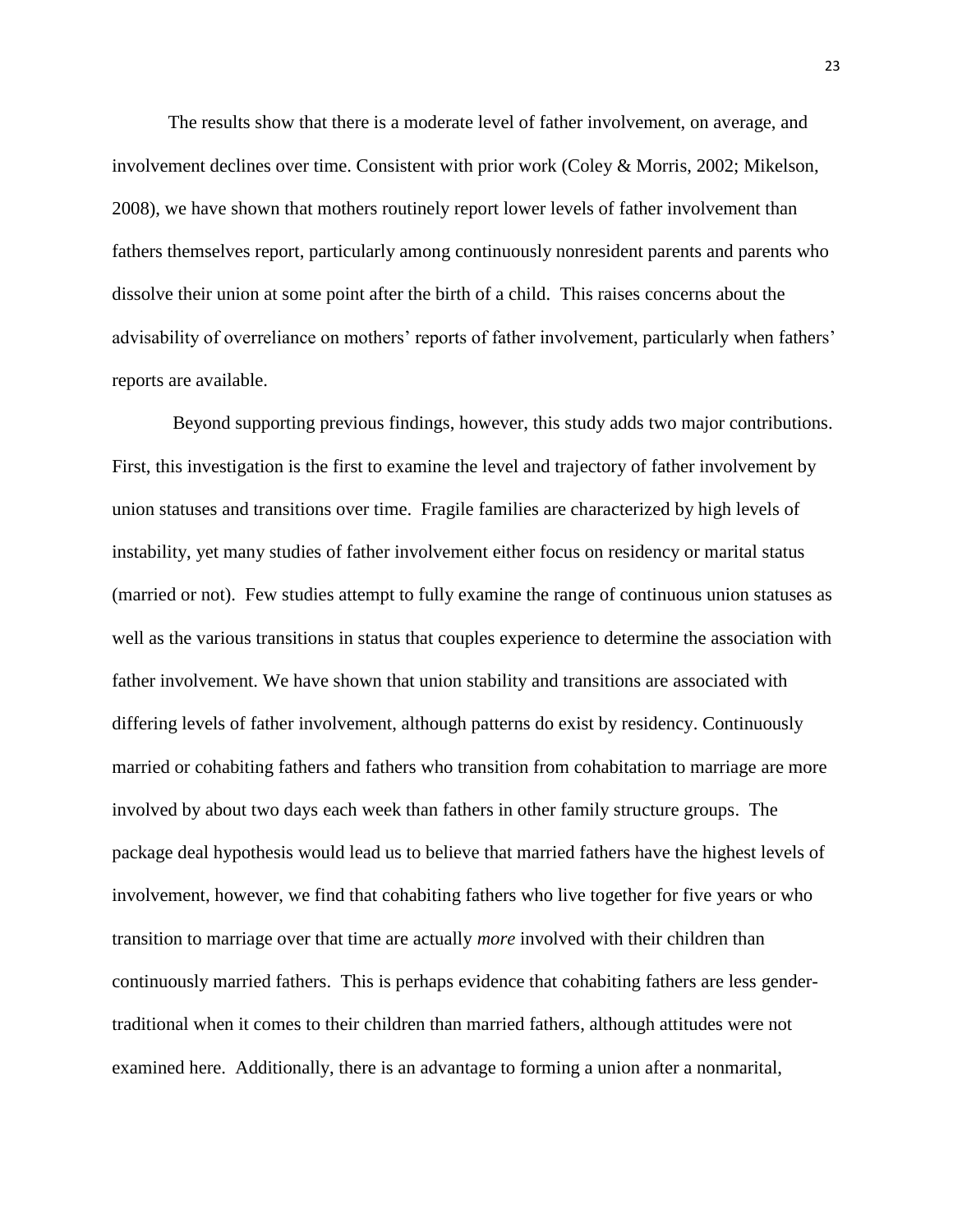The results show that there is a moderate level of father involvement, on average, and involvement declines over time. Consistent with prior work (Coley & Morris, 2002; Mikelson, 2008), we have shown that mothers routinely report lower levels of father involvement than fathers themselves report, particularly among continuously nonresident parents and parents who dissolve their union at some point after the birth of a child. This raises concerns about the advisability of overreliance on mothers' reports of father involvement, particularly when fathers' reports are available.

Beyond supporting previous findings, however, this study adds two major contributions. First, this investigation is the first to examine the level and trajectory of father involvement by union statuses and transitions over time. Fragile families are characterized by high levels of instability, yet many studies of father involvement either focus on residency or marital status (married or not). Few studies attempt to fully examine the range of continuous union statuses as well as the various transitions in status that couples experience to determine the association with father involvement. We have shown that union stability and transitions are associated with differing levels of father involvement, although patterns do exist by residency. Continuously married or cohabiting fathers and fathers who transition from cohabitation to marriage are more involved by about two days each week than fathers in other family structure groups. The package deal hypothesis would lead us to believe that married fathers have the highest levels of involvement, however, we find that cohabiting fathers who live together for five years or who transition to marriage over that time are actually *more* involved with their children than continuously married fathers. This is perhaps evidence that cohabiting fathers are less gender-traditional when it comes to their children than married fathers, although attitudes were not examined here. Additionally, there is an advantage to forming a union after a nonmarital,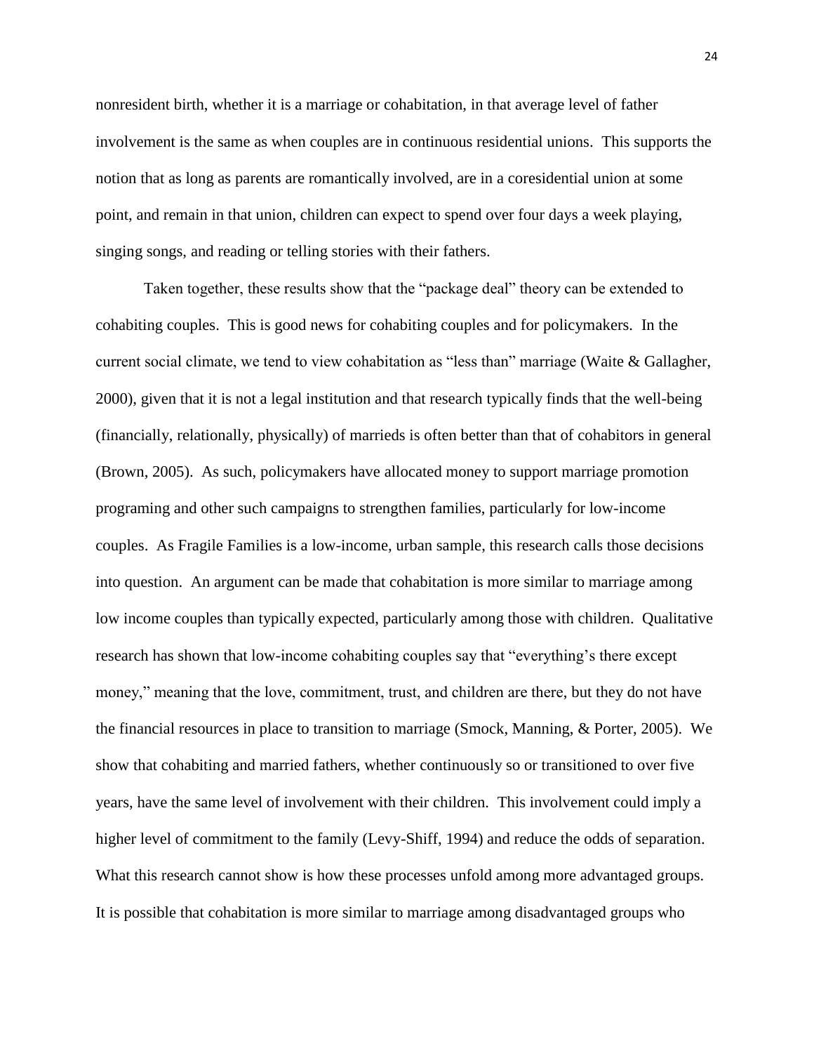nonresident birth, whether it is a marriage or cohabitation, in that average level of father involvement is the same as when couples are in continuous residential unions. This supports the notion that as long as parents are romantically involved, are in a coresidential union at some point, and remain in that union, children can expect to spend over four days a week playing, singing songs, and reading or telling stories with their fathers.

Taken together, these results show that the "package deal" theory can be extended to cohabiting couples. This is good news for cohabiting couples and for policymakers. In the current social climate, we tend to view cohabitation as "less than" marriage (Waite & Gallagher, 2000), given that it is not a legal institution and that research typically finds that the well-being (financially, relationally, physically) of marrieds is often better than that of cohabitors in general (Brown, 2005). As such, policymakers have allocated money to support marriage promotion programing and other such campaigns to strengthen families, particularly for low-income couples. As Fragile Families is a low-income, urban sample, this research calls those decisions into question. An argument can be made that cohabitation is more similar to marriage among low income couples than typically expected, particularly among those with children. Qualitative research has shown that low-income cohabiting couples say that "everything's there except money," meaning that the love, commitment, trust, and children are there, but they do not have the financial resources in place to transition to marriage (Smock, Manning, & Porter, 2005). We show that cohabiting and married fathers, whether continuously so or transitioned to over five years, have the same level of involvement with their children. This involvement could imply a higher level of commitment to the family (Levy-Shiff, 1994) and reduce the odds of separation. What this research cannot show is how these processes unfold among more advantaged groups. It is possible that cohabitation is more similar to marriage among disadvantaged groups who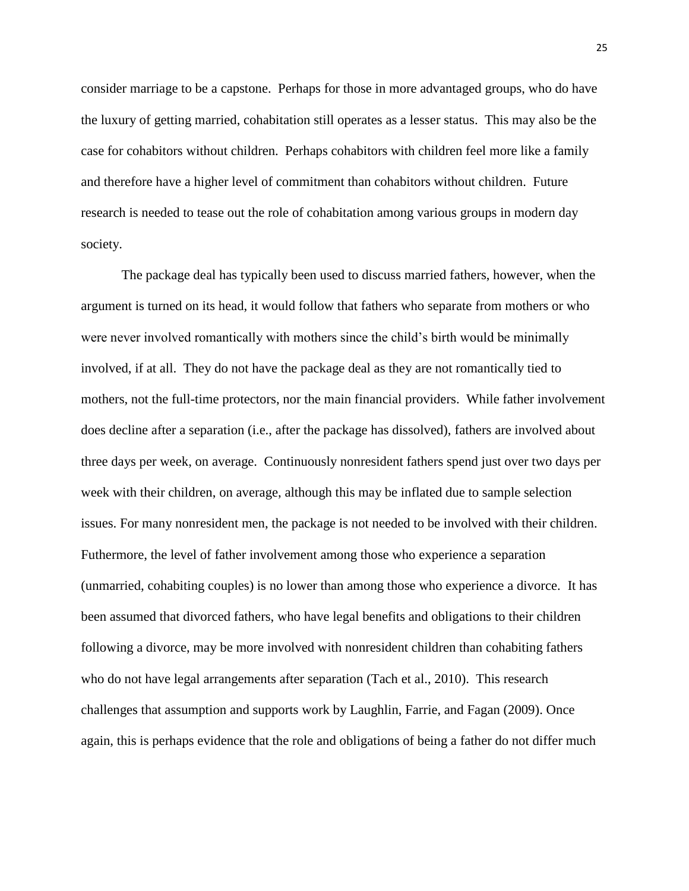consider marriage to be a capstone. Perhaps for those in more advantaged groups, who do have the luxury of getting married, cohabitation still operates as a lesser status. This may also be the case for cohabitors without children. Perhaps cohabitors with children feel more like a family and therefore have a higher level of commitment than cohabitors without children. Future research is needed to tease out the role of cohabitation among various groups in modern day society.

The package deal has typically been used to discuss married fathers, however, when the argument is turned on its head, it would follow that fathers who separate from mothers or who were never involved romantically with mothers since the child's birth would be minimally involved, if at all. They do not have the package deal as they are not romantically tied to mothers, not the full-time protectors, nor the main financial providers. While father involvement does decline after a separation (i.e., after the package has dissolved), fathers are involved about three days per week, on average. Continuously nonresident fathers spend just over two days per week with their children, on average, although this may be inflated due to sample selection issues. For many nonresident men, the package is not needed to be involved with their children. Futhermore, the level of father involvement among those who experience a separation (unmarried, cohabiting couples) is no lower than among those who experience a divorce. It has been assumed that divorced fathers, who have legal benefits and obligations to their children following a divorce, may be more involved with nonresident children than cohabiting fathers who do not have legal arrangements after separation (Tach et al., 2010). This research challenges that assumption and supports work by Laughlin, Farrie, and Fagan (2009). Once again, this is perhaps evidence that the role and obligations of being a father do not differ much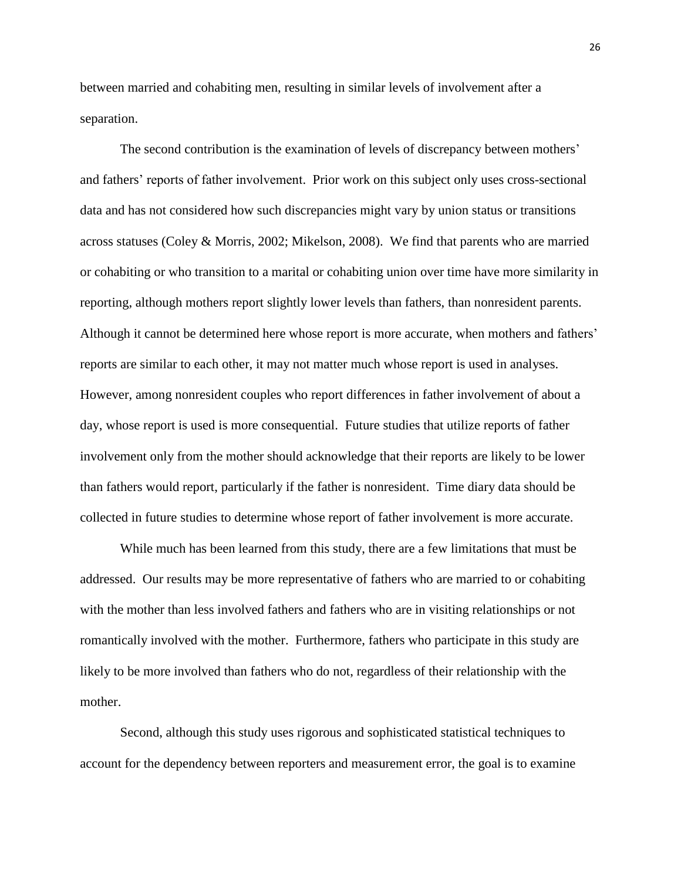between married and cohabiting men, resulting in similar levels of involvement after a separation.

The second contribution is the examination of levels of discrepancy between mothers' and fathers' reports of father involvement. Prior work on this subject only uses cross-sectional data and has not considered how such discrepancies might vary by union status or transitions across statuses (Coley & Morris, 2002; Mikelson, 2008). We find that parents who are married or cohabiting or who transition to a marital or cohabiting union over time have more similarity in reporting, although mothers report slightly lower levels than fathers, than nonresident parents. Although it cannot be determined here whose report is more accurate, when mothers and fathers' reports are similar to each other, it may not matter much whose report is used in analyses. However, among nonresident couples who report differences in father involvement of about a day, whose report is used is more consequential. Future studies that utilize reports of father involvement only from the mother should acknowledge that their reports are likely to be lower than fathers would report, particularly if the father is nonresident. Time diary data should be collected in future studies to determine whose report of father involvement is more accurate.

While much has been learned from this study, there are a few limitations that must be addressed. Our results may be more representative of fathers who are married to or cohabiting with the mother than less involved fathers and fathers who are in visiting relationships or not romantically involved with the mother. Furthermore, fathers who participate in this study are likely to be more involved than fathers who do not, regardless of their relationship with the mother.

Second, although this study uses rigorous and sophisticated statistical techniques to account for the dependency between reporters and measurement error, the goal is to examine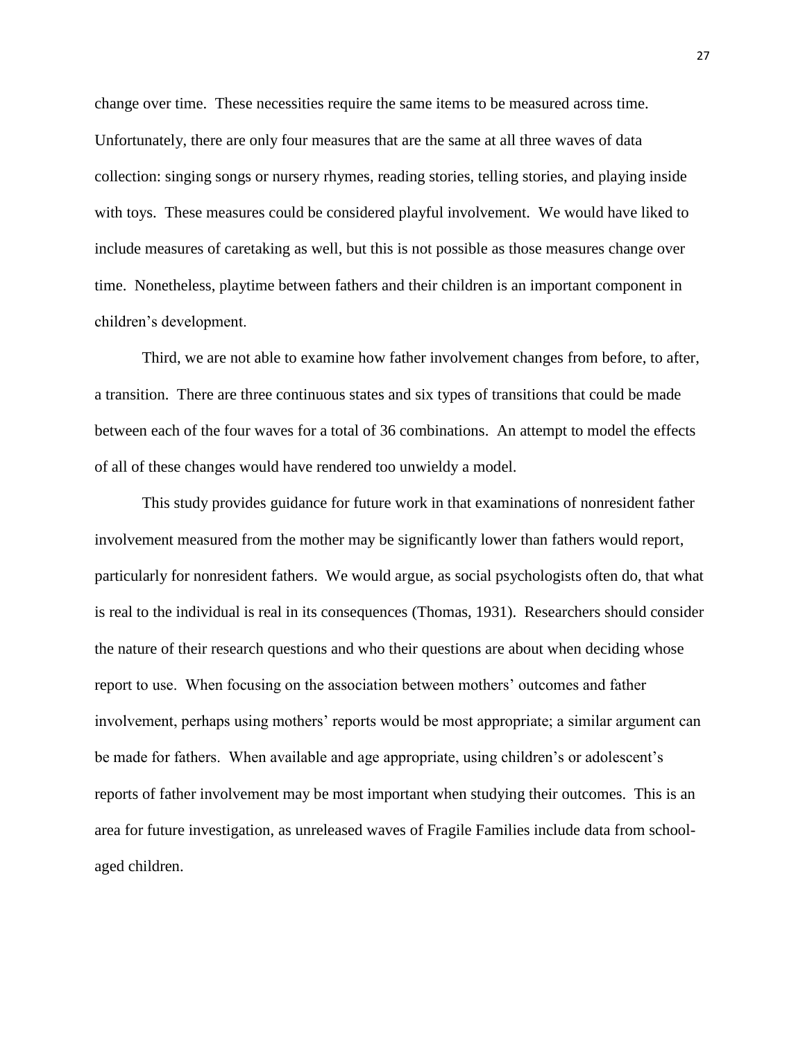change over time. These necessities require the same items to be measured across time. Unfortunately, there are only four measures that are the same at all three waves of data collection: singing songs or nursery rhymes, reading stories, telling stories, and playing inside with toys. These measures could be considered playful involvement. We would have liked to include measures of caretaking as well, but this is not possible as those measures change over time. Nonetheless, playtime between fathers and their children is an important component in children's development.

Third, we are not able to examine how father involvement changes from before, to after, a transition. There are three continuous states and six types of transitions that could be made between each of the four waves for a total of 36 combinations. An attempt to model the effects of all of these changes would have rendered too unwieldy a model.

This study provides guidance for future work in that examinations of nonresident father involvement measured from the mother may be significantly lower than fathers would report, particularly for nonresident fathers. We would argue, as social psychologists often do, that what is real to the individual is real in its consequences (Thomas, 1931). Researchers should consider the nature of their research questions and who their questions are about when deciding whose report to use. When focusing on the association between mothers' outcomes and father involvement, perhaps using mothers' reports would be most appropriate; a similar argument can be made for fathers. When available and age appropriate, using children's or adolescent's reports of father involvement may be most important when studying their outcomes. This is an area for future investigation, as unreleased waves of Fragile Families include data from school-aged children.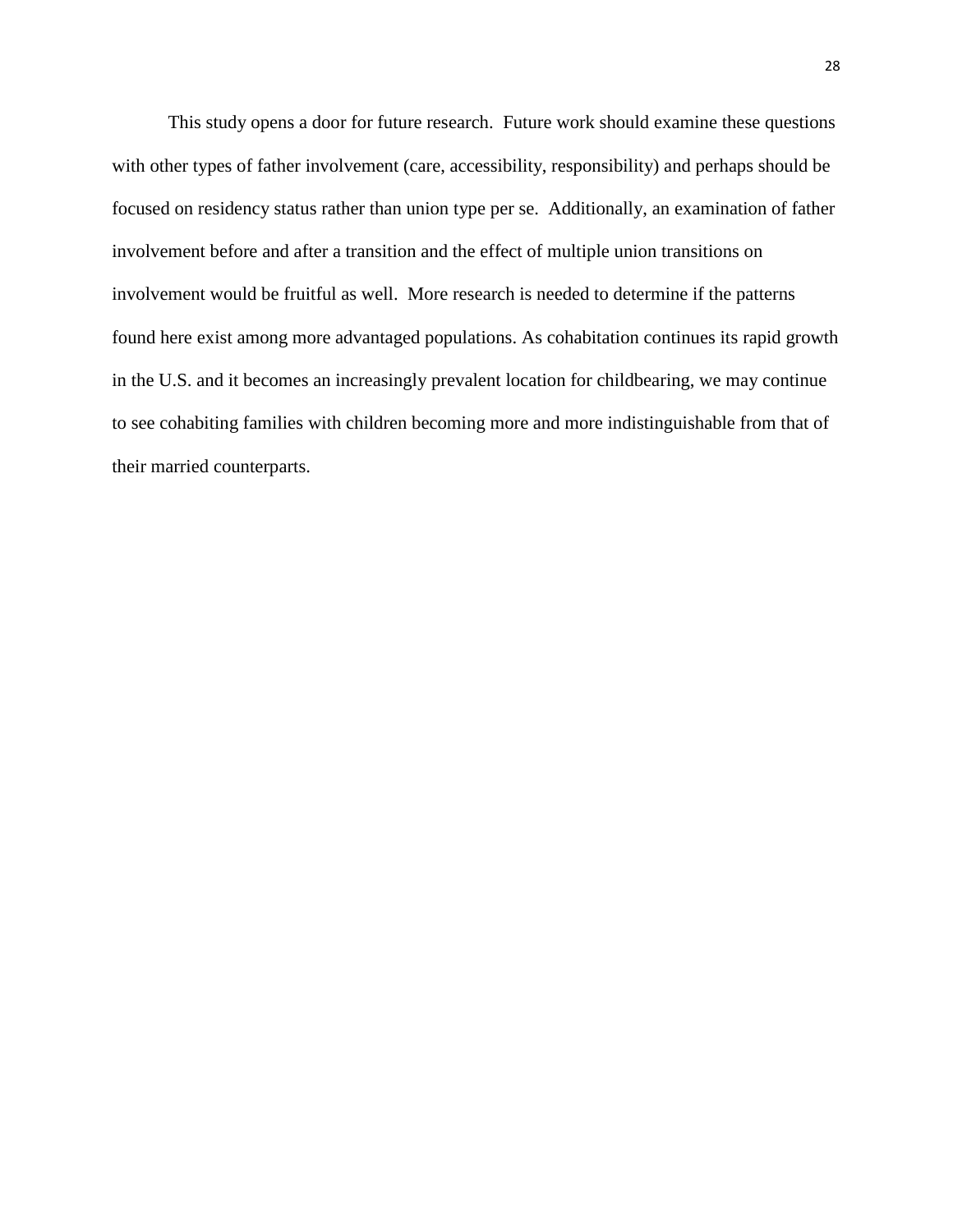This study opens a door for future research. Future work should examine these questions with other types of father involvement (care, accessibility, responsibility) and perhaps should be focused on residency status rather than union type per se. Additionally, an examination of father involvement before and after a transition and the effect of multiple union transitions on involvement would be fruitful as well. More research is needed to determine if the patterns found here exist among more advantaged populations. As cohabitation continues its rapid growth in the U.S. and it becomes an increasingly prevalent location for childbearing, we may continue to see cohabiting families with children becoming more and more indistinguishable from that of their married counterparts.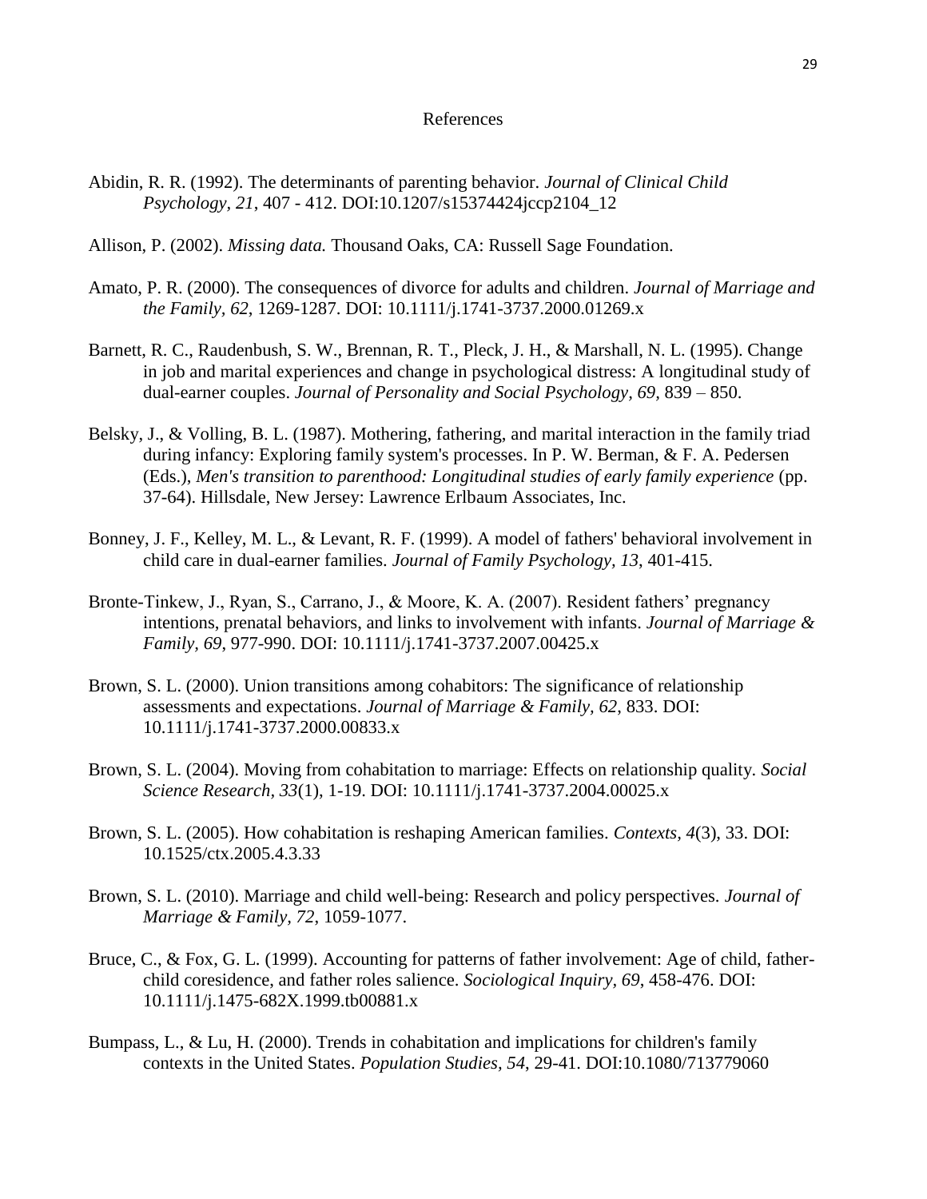# References

Abidin, R. R. (1992). The determinants of parenting behavior. *Journal of Clinical Child Psychology, 21*, 407 - 412. DOI:10.1207/s15374424jccp2104_12

Allison, P. (2002). *Missing data.* Thousand Oaks, CA: Russell Sage Foundation.

Amato, P. R. (2000). The consequences of divorce for adults and children. *Journal of Marriage and the Family, 62*, 1269-1287. DOI: 10.1111/j.1741-3737.2000.01269.x

Barnett, R. C., Raudenbush, S. W., Brennan, R. T., Pleck, J. H., & Marshall, N. L. (1995). Change in job and marital experiences and change in psychological distress: A longitudinal study of dual-earner couples. *Journal of Personality and Social Psychology, 69,* 839 – 850.

Belsky, J., & Volling, B. L. (1987). Mothering, fathering, and marital interaction in the family triad during infancy: Exploring family system's processes. In P. W. Berman, & F. A. Pedersen (Eds.), *Men's transition to parenthood: Longitudinal studies of early family experience* (pp. 37-64). Hillsdale, New Jersey: Lawrence Erlbaum Associates, Inc.

Bonney, J. F., Kelley, M. L., & Levant, R. F. (1999). A model of fathers' behavioral involvement in child care in dual-earner families. *Journal of Family Psychology, 13*, 401-415.

Bronte-Tinkew, J., Ryan, S., Carrano, J., & Moore, K. A. (2007). Resident fathers' pregnancy intentions, prenatal behaviors, and links to involvement with infants. *Journal of Marriage & Family, 69*, 977-990. DOI: 10.1111/j.1741-3737.2007.00425.x

Brown, S. L. (2000). Union transitions among cohabitors: The significance of relationship assessments and expectations. *Journal of Marriage & Family, 62*, 833. DOI: 10.1111/j.1741-3737.2000.00833.x

Brown, S. L. (2004). Moving from cohabitation to marriage: Effects on relationship quality. *Social Science Research, 33*(1), 1-19. DOI: 10.1111/j.1741-3737.2004.00025.x

Brown, S. L. (2005). How cohabitation is reshaping American families. *Contexts, 4*(3), 33. DOI: 10.1525/ctx.2005.4.3.33

Brown, S. L. (2010). Marriage and child well-being: Research and policy perspectives. *Journal of Marriage & Family, 72*, 1059-1077.

Bruce, C., & Fox, G. L. (1999). Accounting for patterns of father involvement: Age of child, father-child coresidence, and father roles salience. *Sociological Inquiry, 69*, 458-476. DOI: 10.1111/j.1475-682X.1999.tb00881.x

Bumpass, L., & Lu, H. (2000). Trends in cohabitation and implications for children's family contexts in the United States. *Population Studies, 54*, 29-41. DOI:10.1080/713779060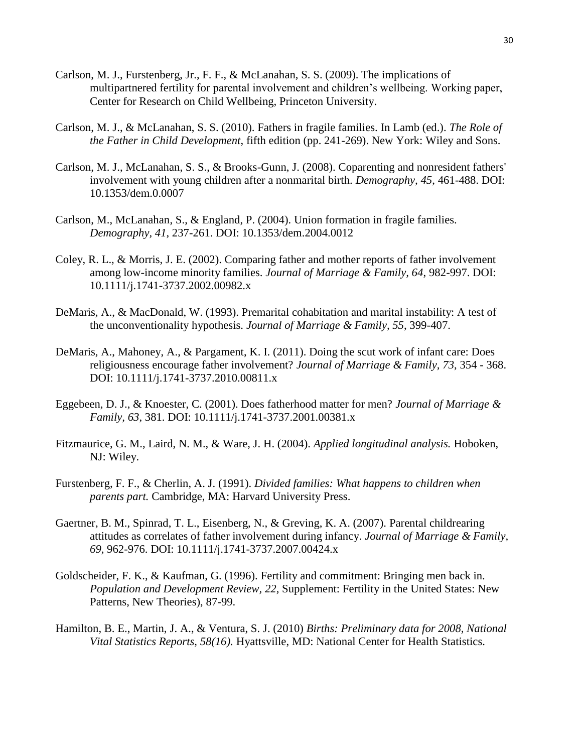Carlson, M. J., Furstenberg, Jr., F. F., & McLanahan, S. S. (2009). The implications of multipartnered fertility for parental involvement and children's wellbeing. Working paper, Center for Research on Child Wellbeing, Princeton University.

Carlson, M. J., & McLanahan, S. S. (2010). Fathers in fragile families. In Lamb (ed.). *The Role of the Father in Child Development*, fifth edition (pp. 241-269). New York: Wiley and Sons.

Carlson, M. J., McLanahan, S. S., & Brooks-Gunn, J. (2008). Coparenting and nonresident fathers' involvement with young children after a nonmarital birth. *Demography, 45*, 461-488. DOI: 10.1353/dem.0.0007

Carlson, M., McLanahan, S., & England, P. (2004). Union formation in fragile families. *Demography, 41*, 237-261. DOI: 10.1353/dem.2004.0012

Coley, R. L., & Morris, J. E. (2002). Comparing father and mother reports of father involvement among low-income minority families. *Journal of Marriage & Family, 64*, 982-997. DOI: 10.1111/j.1741-3737.2002.00982.x

DeMaris, A., & MacDonald, W. (1993). Premarital cohabitation and marital instability: A test of the unconventionality hypothesis. *Journal of Marriage & Family, 55*, 399-407.

DeMaris, A., Mahoney, A., & Pargament, K. I. (2011). Doing the scut work of infant care: Does religiousness encourage father involvement? *Journal of Marriage & Family, 73*, 354 - 368. DOI: 10.1111/j.1741-3737.2010.00811.x

Eggebeen, D. J., & Knoester, C. (2001). Does fatherhood matter for men? *Journal of Marriage & Family, 63*, 381. DOI: 10.1111/j.1741-3737.2001.00381.x

Fitzmaurice, G. M., Laird, N. M., & Ware, J. H. (2004). *Applied longitudinal analysis.* Hoboken, NJ: Wiley.

Furstenberg, F. F., & Cherlin, A. J. (1991). *Divided families: What happens to children when parents part.* Cambridge, MA: Harvard University Press.

Gaertner, B. M., Spinrad, T. L., Eisenberg, N., & Greving, K. A. (2007). Parental childrearing attitudes as correlates of father involvement during infancy. *Journal of Marriage & Family, 69*, 962-976. DOI: 10.1111/j.1741-3737.2007.00424.x

Goldscheider, F. K., & Kaufman, G. (1996). Fertility and commitment: Bringing men back in. *Population and Development Review, 22*, Supplement: Fertility in the United States: New Patterns, New Theories), 87-99.

Hamilton, B. E., Martin, J. A., & Ventura, S. J. (2010) *Births: Preliminary data for 2008, National Vital Statistics Reports, 58(16).* Hyattsville, MD: National Center for Health Statistics.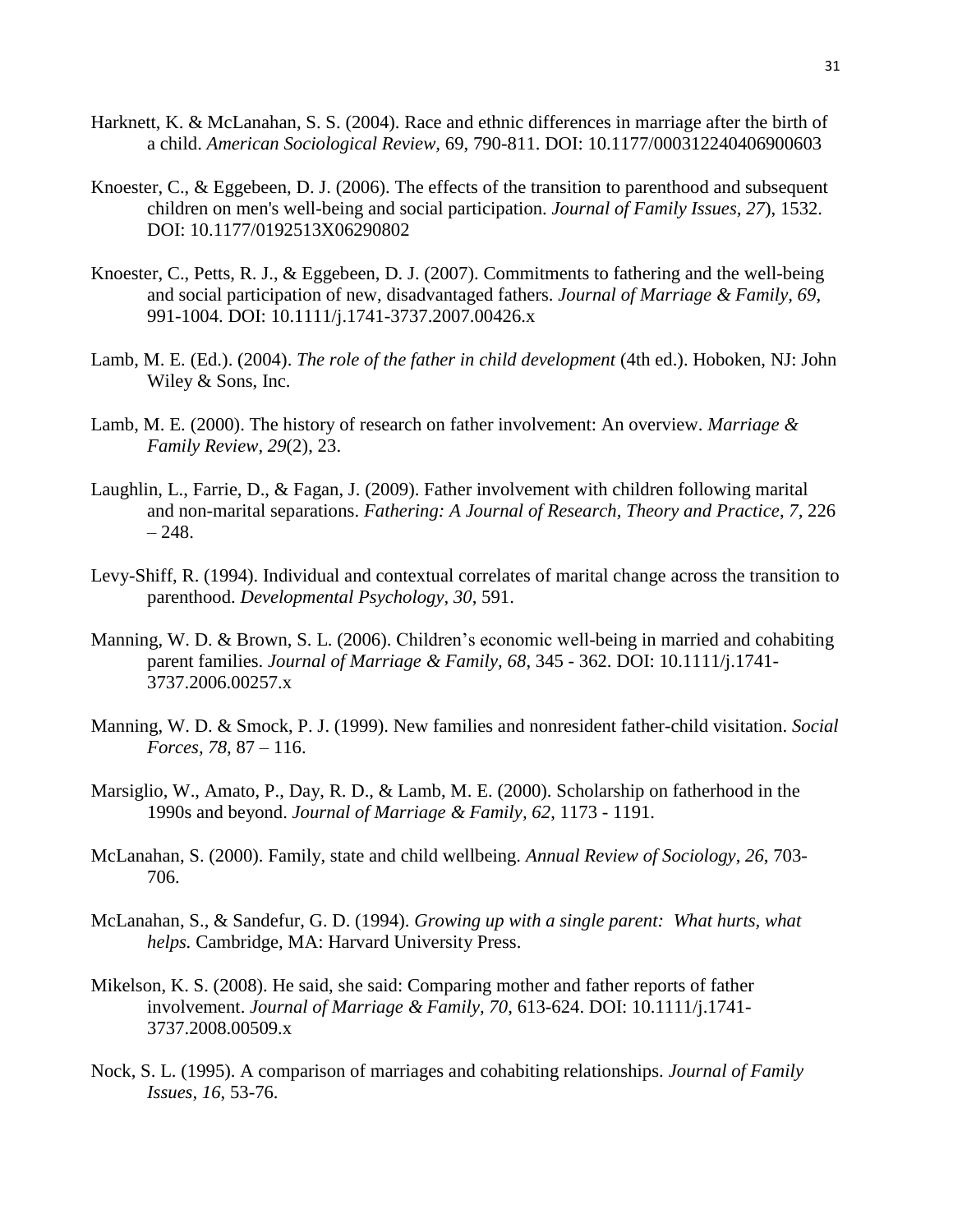Harknett, K. & McLanahan, S. S. (2004). Race and ethnic differences in marriage after the birth of a child. *American Sociological Review*, 69, 790-811. DOI: 10.1177/000312240406900603

Knoester, C., & Eggebeen, D. J. (2006). The effects of the transition to parenthood and subsequent children on men's well-being and social participation. *Journal of Family Issues*, *27*), 1532. DOI: 10.1177/0192513X06290802

Knoester, C., Petts, R. J., & Eggebeen, D. J. (2007). Commitments to fathering and the well-being and social participation of new, disadvantaged fathers. *Journal of Marriage & Family*, *69*, 991-1004. DOI: 10.1111/j.1741-3737.2007.00426.x

Lamb, M. E. (Ed.). (2004). *The role of the father in child development* (4th ed.). Hoboken, NJ: John Wiley & Sons, Inc.

Lamb, M. E. (2000). The history of research on father involvement: An overview. *Marriage & Family Review*, *29*(2), 23.

Laughlin, L., Farrie, D., & Fagan, J. (2009). Father involvement with children following marital and non-marital separations. *Fathering: A Journal of Research, Theory and Practice, 7,* 226 – 248.

Levy-Shiff, R. (1994). Individual and contextual correlates of marital change across the transition to parenthood. *Developmental Psychology, 30*, 591.

Manning, W. D. & Brown, S. L. (2006). Children's economic well-being in married and cohabiting parent families. *Journal of Marriage & Family, 68*, 345 - 362. DOI: 10.1111/j.1741-3737.2006.00257.x

Manning, W. D. & Smock, P. J. (1999). New families and nonresident father-child visitation. *Social Forces, 78,* 87 – 116.

Marsiglio, W., Amato, P., Day, R. D., & Lamb, M. E. (2000). Scholarship on fatherhood in the 1990s and beyond. *Journal of Marriage & Family, 62*, 1173 - 1191.

McLanahan, S. (2000). Family, state and child wellbeing. *Annual Review of Sociology*, *26*, 703-706.

McLanahan, S., & Sandefur, G. D. (1994). *Growing up with a single parent: What hurts, what helps.* Cambridge, MA: Harvard University Press.

Mikelson, K. S. (2008). He said, she said: Comparing mother and father reports of father involvement. *Journal of Marriage & Family, 70*, 613-624. DOI: 10.1111/j.1741-3737.2008.00509.x

Nock, S. L. (1995). A comparison of marriages and cohabiting relationships. *Journal of Family Issues*, *16*, 53-76.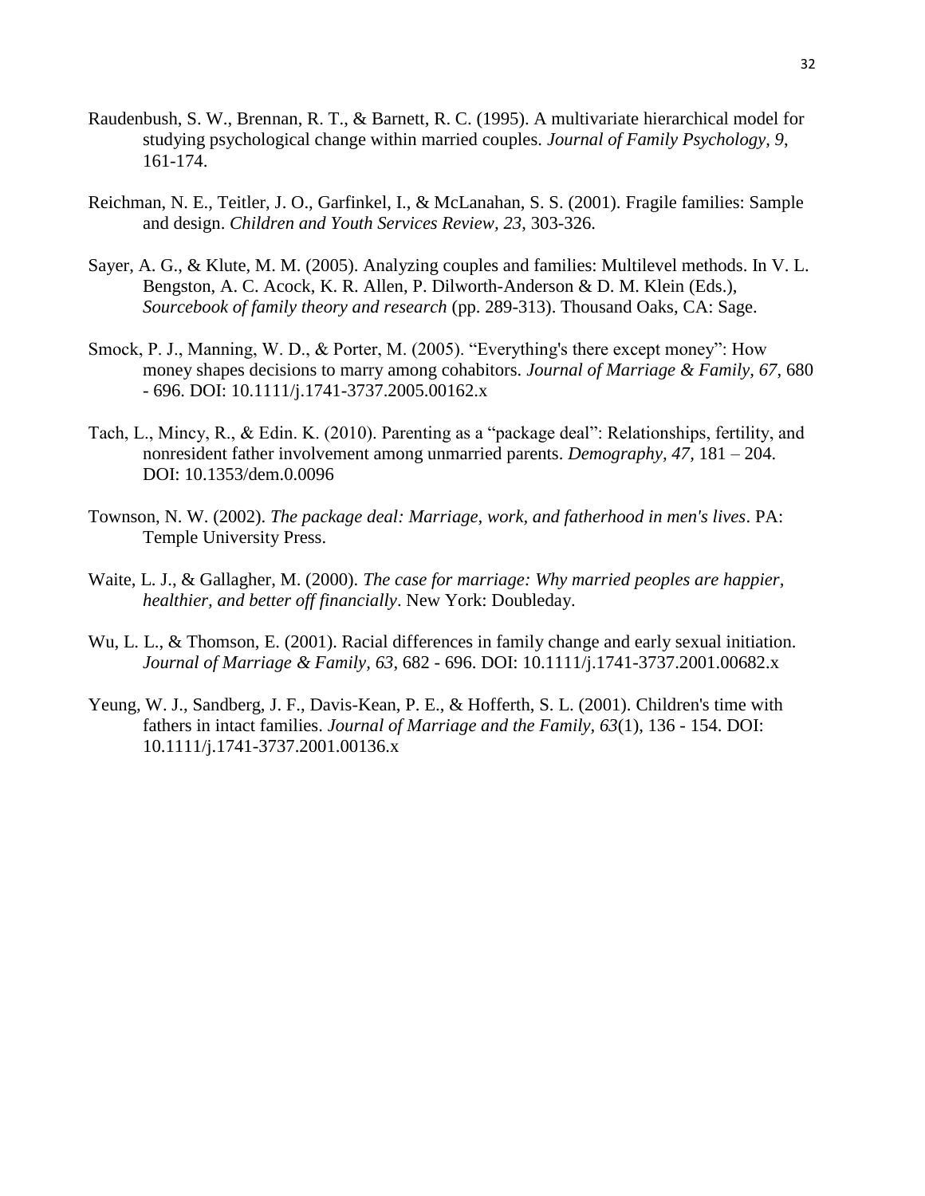Raudenbush, S. W., Brennan, R. T., & Barnett, R. C. (1995). A multivariate hierarchical model for studying psychological change within married couples. *Journal of Family Psychology, 9*, 161-174.

Reichman, N. E., Teitler, J. O., Garfinkel, I., & McLanahan, S. S. (2001). Fragile families: Sample and design. *Children and Youth Services Review, 23*, 303-326.

Sayer, A. G., & Klute, M. M. (2005). Analyzing couples and families: Multilevel methods. In V. L. Bengston, A. C. Acock, K. R. Allen, P. Dilworth-Anderson & D. M. Klein (Eds.), *Sourcebook of family theory and research* (pp. 289-313). Thousand Oaks, CA: Sage.

Smock, P. J., Manning, W. D., & Porter, M. (2005). "Everything's there except money": How money shapes decisions to marry among cohabitors. *Journal of Marriage & Family, 67*, 680 - 696. DOI: 10.1111/j.1741-3737.2005.00162.x

Tach, L., Mincy, R., & Edin. K. (2010). Parenting as a "package deal": Relationships, fertility, and nonresident father involvement among unmarried parents. *Demography, 47*, 181 – 204. DOI: 10.1353/dem.0.0096

Townson, N. W. (2002). *The package deal: Marriage, work, and fatherhood in men's lives*. PA: Temple University Press.

Waite, L. J., & Gallagher, M. (2000). *The case for marriage: Why married peoples are happier, healthier, and better off financially*. New York: Doubleday.

Wu, L. L., & Thomson, E. (2001). Racial differences in family change and early sexual initiation. *Journal of Marriage & Family, 63*, 682 - 696. DOI: 10.1111/j.1741-3737.2001.00682.x

Yeung, W. J., Sandberg, J. F., Davis-Kean, P. E., & Hofferth, S. L. (2001). Children's time with fathers in intact families. *Journal of Marriage and the Family, 63*(1), 136 - 154. DOI: 10.1111/j.1741-3737.2001.00136.x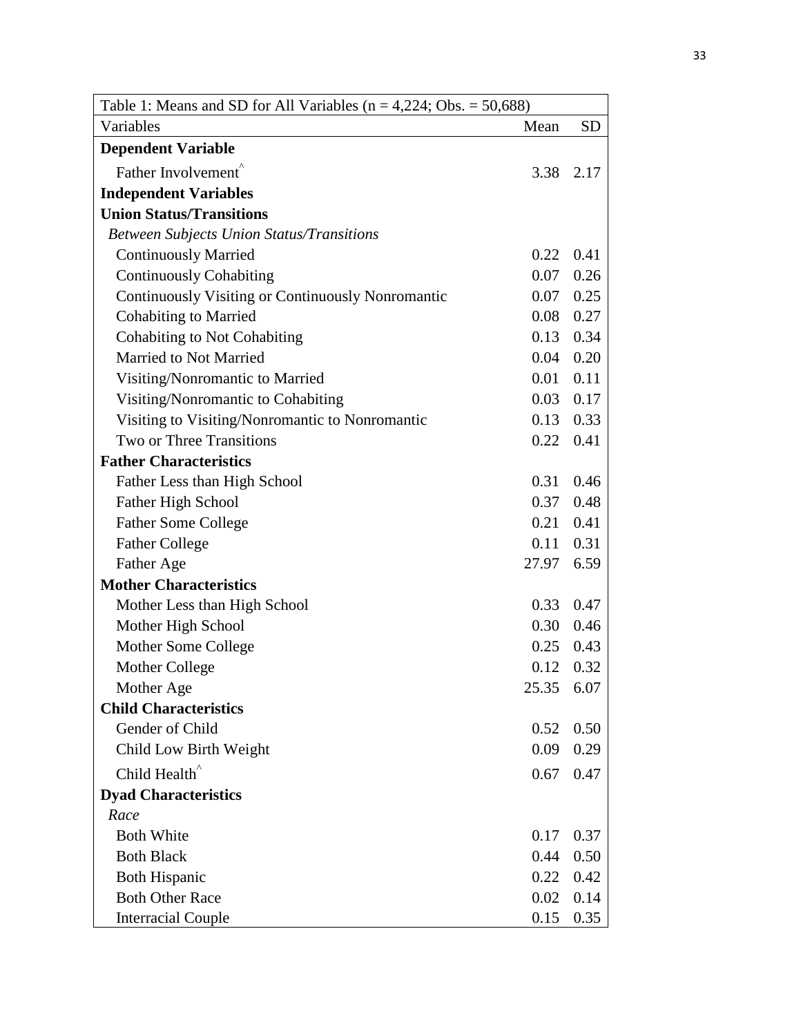| Table 1: Means and SD for All Variables (n = 4,224; Obs. = 50,688) | | |
|---|---|---|
| Variables | Mean | SD |
| **Dependent Variable** | | |
| Father Involvement^ | 3.38 | 2.17 |
| **Independent Variables** | | |
| **Union Status/Transitions** | | |
| *Between Subjects Union Status/Transitions* | | |
| Continuously Married | 0.22 | 0.41 |
| Continuously Cohabiting | 0.07 | 0.26 |
| Continuously Visiting or Continuously Nonromantic | 0.07 | 0.25 |
| Cohabiting to Married | 0.08 | 0.27 |
| Cohabiting to Not Cohabiting | 0.13 | 0.34 |
| Married to Not Married | 0.04 | 0.20 |
| Visiting/Nonromantic to Married | 0.01 | 0.11 |
| Visiting/Nonromantic to Cohabiting | 0.03 | 0.17 |
| Visiting to Visiting/Nonromantic to Nonromantic | 0.13 | 0.33 |
| Two or Three Transitions | 0.22 | 0.41 |
| **Father Characteristics** | | |
| Father Less than High School | 0.31 | 0.46 |
| Father High School | 0.37 | 0.48 |
| Father Some College | 0.21 | 0.41 |
| Father College | 0.11 | 0.31 |
| Father Age | 27.97 | 6.59 |
| **Mother Characteristics** | | |
| Mother Less than High School | 0.33 | 0.47 |
| Mother High School | 0.30 | 0.46 |
| Mother Some College | 0.25 | 0.43 |
| Mother College | 0.12 | 0.32 |
| Mother Age | 25.35 | 6.07 |
| **Child Characteristics** | | |
| Gender of Child | 0.52 | 0.50 |
| Child Low Birth Weight | 0.09 | 0.29 |
| Child Health^ | 0.67 | 0.47 |
| **Dyad Characteristics** | | |
| *Race* | | |
| Both White | 0.17 | 0.37 |
| Both Black | 0.44 | 0.50 |
| Both Hispanic | 0.22 | 0.42 |
| Both Other Race | 0.02 | 0.14 |
| Interracial Couple | 0.15 | 0.35 |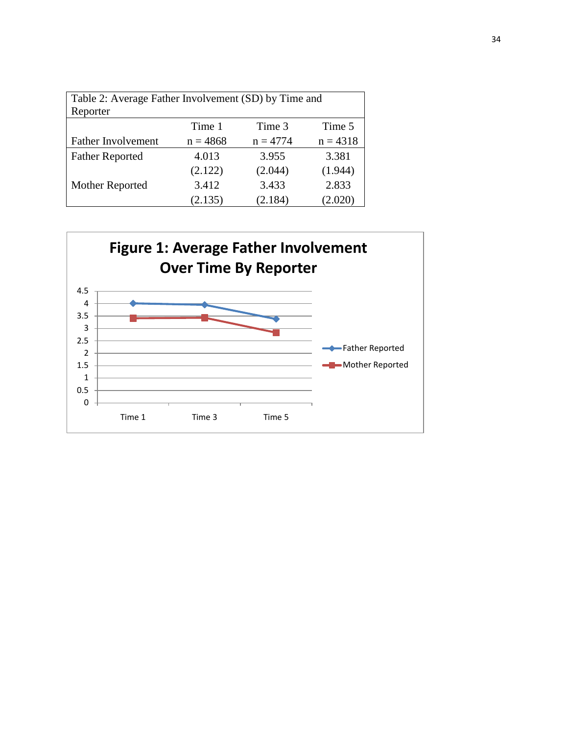Table 2: Average Father Involvement (SD) by Time and Reporter

| Father Involvement | Time 1<br>n = 4868 | Time 3<br>n = 4774 | Time 5<br>n = 4318 |
|---|---|---|---|
| Father Reported | 4.013<br>(2.122) | 3.955<br>(2.044) | 3.381<br>(1.944) |
| Mother Reported | 3.412<br>(2.135) | 3.433<br>(2.184) | 2.833<br>(2.020) |

**Figure 1: Average Father Involvement Over Time By Reporter**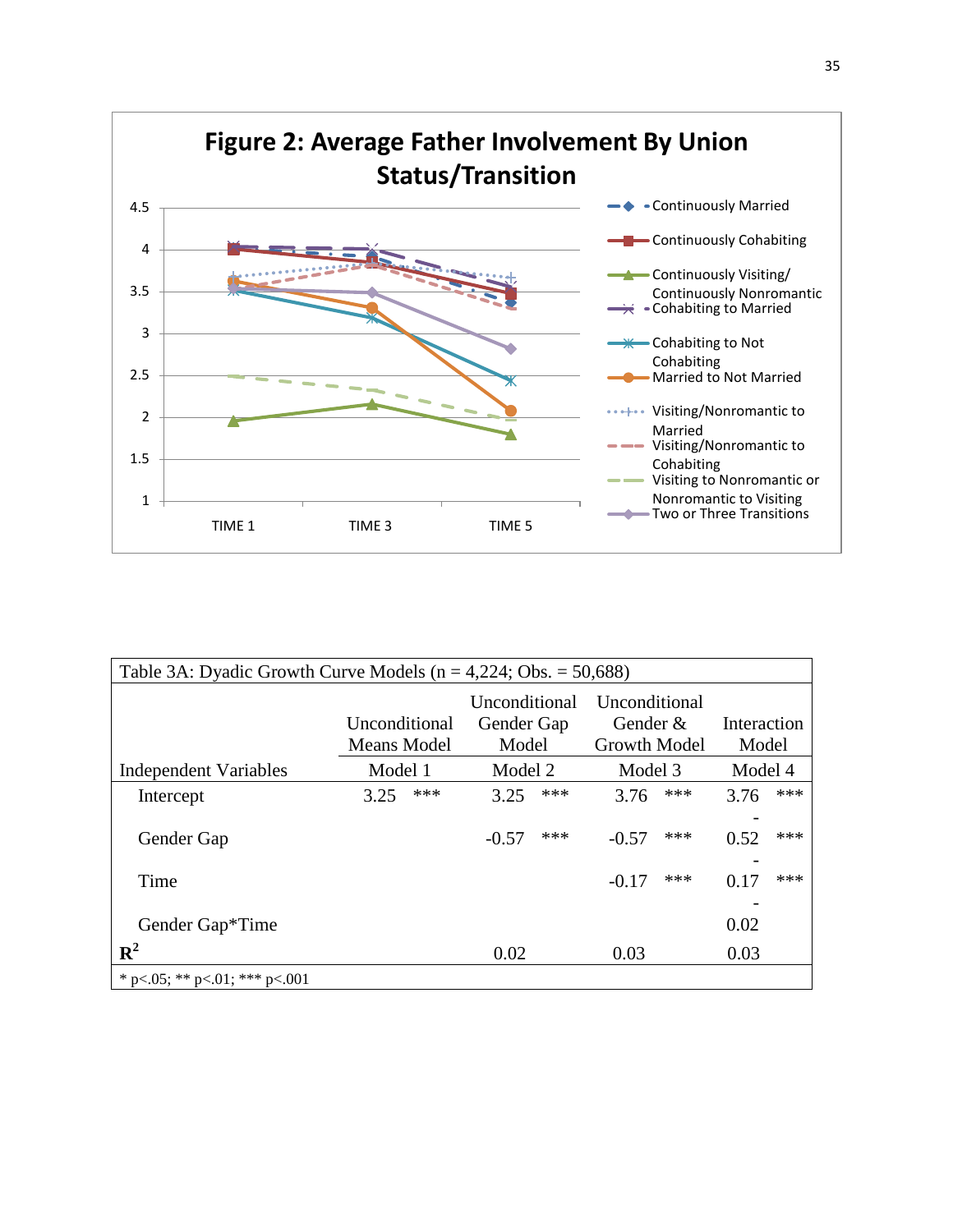## Figure 2: Average Father Involvement By Union Status/Transition

| Table 3A: Dyadic Growth Curve Models (n = 4,224; Obs. = 50,688) | | | | |
|---|---|---|---|---|
| | Unconditional Means Model | Unconditional Gender Gap Model | Unconditional Gender & Growth Model | Interaction Model |
| Independent Variables | Model 1 | Model 2 | Model 3 | Model 4 |
| Intercept | 3.25 *** | 3.25 *** | 3.76 *** | 3.76 *** |
| Gender Gap | | -0.57 *** | -0.57 *** | -0.52 *** |
| Time | | | -0.17 *** | -0.17 *** |
| Gender Gap*Time | | | | -0.02 |
| $R^2$ | | 0.02 | 0.03 | 0.03 |

* p<.05; ** p<.01; *** p<.001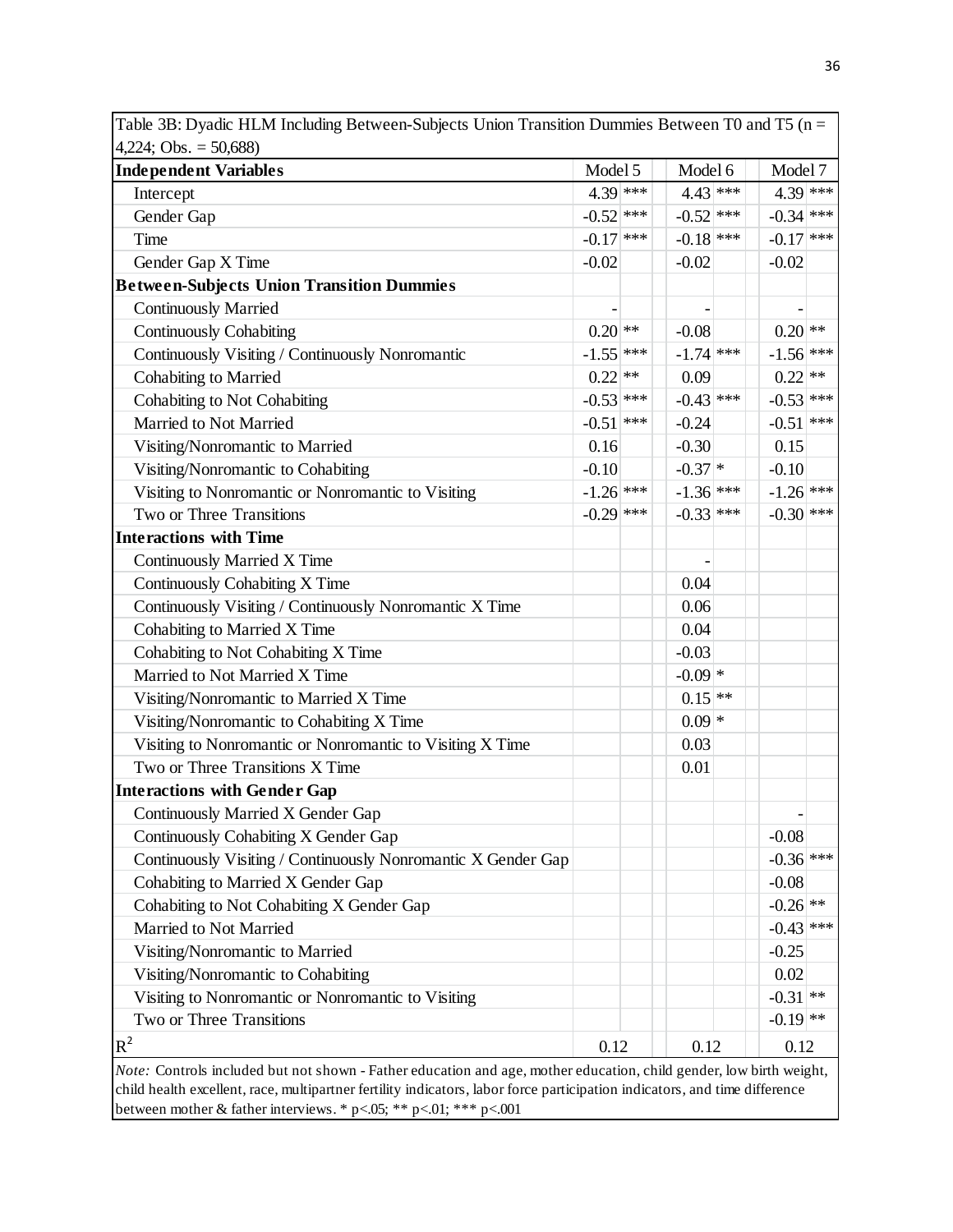Table 3B: Dyadic HLM Including Between-Subjects Union Transition Dummies Between T0 and T5 (n = 4,224; Obs. = 50,688)

| Independent Variables | Model 5 | | Model 6 | | Model 7 | |
|---|---|---|---|---|---|---|
| Intercept | 4.39 | *** | 4.43 | *** | 4.39 | *** |
| Gender Gap | -0.52 | *** | -0.52 | *** | -0.34 | *** |
| Time | -0.17 | *** | -0.18 | *** | -0.17 | *** |
| Gender Gap X Time | -0.02 | | -0.02 | | -0.02 | |
| **Between-Subjects Union Transition Dummies** | | | | | | |
| Continuously Married | - | | - | | - | |
| Continuously Cohabiting | 0.20 | ** | -0.08 | | 0.20 | ** |
| Continuously Visiting / Continuously Nonromantic | -1.55 | *** | -1.74 | *** | -1.56 | *** |
| Cohabiting to Married | 0.22 | ** | 0.09 | | 0.22 | ** |
| Cohabiting to Not Cohabiting | -0.53 | *** | -0.43 | *** | -0.53 | *** |
| Married to Not Married | -0.51 | *** | -0.24 | | -0.51 | *** |
| Visiting/Nonromantic to Married | 0.16 | | -0.30 | | 0.15 | |
| Visiting/Nonromantic to Cohabiting | -0.10 | | -0.37 | * | -0.10 | |
| Visiting to Nonromantic or Nonromantic to Visiting | -1.26 | *** | -1.36 | *** | -1.26 | *** |
| Two or Three Transitions | -0.29 | *** | -0.33 | *** | -0.30 | *** |
| **Interactions with Time** | | | | | | |
| Continuously Married X Time | | | - | | | |
| Continuously Cohabiting X Time | | | 0.04 | | | |
| Continuously Visiting / Continuously Nonromantic X Time | | | 0.06 | | | |
| Cohabiting to Married X Time | | | 0.04 | | | |
| Cohabiting to Not Cohabiting X Time | | | -0.03 | | | |
| Married to Not Married X Time | | | -0.09 | * | | |
| Visiting/Nonromantic to Married X Time | | | 0.15 | ** | | |
| Visiting/Nonromantic to Cohabiting X Time | | | 0.09 | * | | |
| Visiting to Nonromantic or Nonromantic to Visiting X Time | | | 0.03 | | | |
| Two or Three Transitions X Time | | | 0.01 | | | |
| **Interactions with Gender Gap** | | | | | | |
| Continuously Married X Gender Gap | | | | | - | |
| Continuously Cohabiting X Gender Gap | | | | | -0.08 | |
| Continuously Visiting / Continuously Nonromantic X Gender Gap | | | | | -0.36 | *** |
| Cohabiting to Married X Gender Gap | | | | | -0.08 | |
| Cohabiting to Not Cohabiting X Gender Gap | | | | | -0.26 | ** |
| Married to Not Married | | | | | -0.43 | *** |
| Visiting/Nonromantic to Married | | | | | -0.25 | |
| Visiting/Nonromantic to Cohabiting | | | | | 0.02 | |
| Visiting to Nonromantic or Nonromantic to Visiting | | | | | -0.31 | ** |
| Two or Three Transitions | | | | | -0.19 | ** |
| $R^2$ | 0.12 | | 0.12 | | 0.12 | |

*Note:* Controls included but not shown - Father education and age, mother education, child gender, low birth weight, child health excellent, race, multipartner fertility indicators, labor force participation indicators, and time difference between mother & father interviews. * $p<.05$; ** $p<.01$; *** $p<.001$